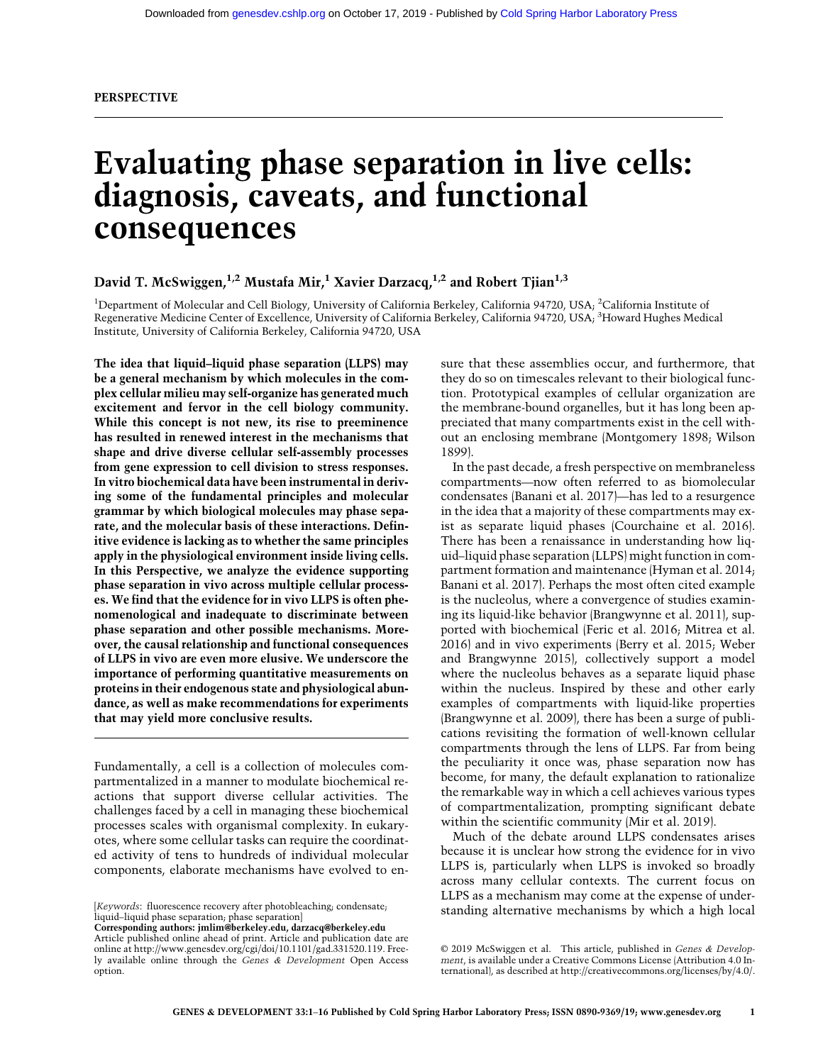PERSPECTIVE

# Evaluating phase separation in live cells: diagnosis, caveats, and functional consequences

**David T. McSwiggen,[1,2] Mustafa Mir,[1] Xavier Darzacq,[1,2] and Robert Tjian[1,3]**

[1]Department of Molecular and Cell Biology, University of California Berkeley, California 94720, USA; [2]California Institute of Regenerative Medicine Center of Excellence, University of California Berkeley, California 94720, USA; [3]Howard Hughes Medical Institute, University of California Berkeley, California 94720, USA

**The idea that liquid–liquid phase separation (LLPS) may be a general mechanism by which molecules in the complex cellular milieu may self-organize has generated much excitement and fervor in the cell biology community. While this concept is not new, its rise to preeminence has resulted in renewed interest in the mechanisms that shape and drive diverse cellular self-assembly processes from gene expression to cell division to stress responses. In vitro biochemical data have been instrumental in deriving some of the fundamental principles and molecular grammar by which biological molecules may phase separate, and the molecular basis of these interactions. Definitive evidence is lacking as to whether the same principles apply in the physiological environment inside living cells. In this Perspective, we analyze the evidence supporting phase separation in vivo across multiple cellular processes. We find that the evidence for in vivo LLPS is often phenomenological and inadequate to discriminate between phase separation and other possible mechanisms. Moreover, the causal relationship and functional consequences of LLPS in vivo are even more elusive. We underscore the importance of performing quantitative measurements on proteins in their endogenous state and physiological abundance, as well as make recommendations for experiments that may yield more conclusive results.**

---

Fundamentally, a cell is a collection of molecules compartmentalized in a manner to modulate biochemical reactions that support diverse cellular activities. The challenges faced by a cell in managing these biochemical processes scales with organismal complexity. In eukaryotes, where some cellular tasks can require the coordinated activity of tens to hundreds of individual molecular components, elaborate mechanisms have evolved to ensure that these assemblies occur, and furthermore, that they do so on timescales relevant to their biological function. Prototypical examples of cellular organization are the membrane-bound organelles, but it has long been appreciated that many compartments exist in the cell without an enclosing membrane (Montgomery 1898; Wilson 1899).

In the past decade, a fresh perspective on membraneless compartments—now often referred to as biomolecular condensates (Banani et al. 2017)—has led to a resurgence in the idea that a majority of these compartments may exist as separate liquid phases (Courchaine et al. 2016). There has been a renaissance in understanding how liquid–liquid phase separation (LLPS) might function in compartment formation and maintenance (Hyman et al. 2014; Banani et al. 2017). Perhaps the most often cited example is the nucleolus, where a convergence of studies examining its liquid-like behavior (Brangwynne et al. 2011), supported with biochemical (Feric et al. 2016; Mitrea et al. 2016) and in vivo experiments (Berry et al. 2015; Weber and Brangwynne 2015), collectively support a model where the nucleolus behaves as a separate liquid phase within the nucleus. Inspired by these and other early examples of compartments with liquid-like properties (Brangwynne et al. 2009), there has been a surge of publications revisiting the formation of well-known cellular compartments through the lens of LLPS. Far from being the peculiarity it once was, phase separation now has become, for many, the default explanation to rationalize the remarkable way in which a cell achieves various types of compartmentalization, prompting significant debate within the scientific community (Mir et al. 2019).

Much of the debate around LLPS condensates arises because it is unclear how strong the evidence for in vivo LLPS is, particularly when LLPS is invoked so broadly across many cellular contexts. The current focus on LLPS as a mechanism may come at the expense of understanding alternative mechanisms by which a high local

[*Keywords*: fluorescence recovery after photobleaching; condensate; liquid–liquid phase separation; phase separation]
**Corresponding authors: jmlim@berkeley.edu, darzacq@berkeley.edu**
Article published online ahead of print. Article and publication date are online at http://www.genesdev.org/cgi/doi/10.1101/gad.331520.119. Freely available online through the *Genes & Development* Open Access option.

© 2019 McSwiggen et al. This article, published in *Genes & Development*, is available under a Creative Commons License (Attribution 4.0 International), as described at http://creativecommons.org/licenses/by/4.0/.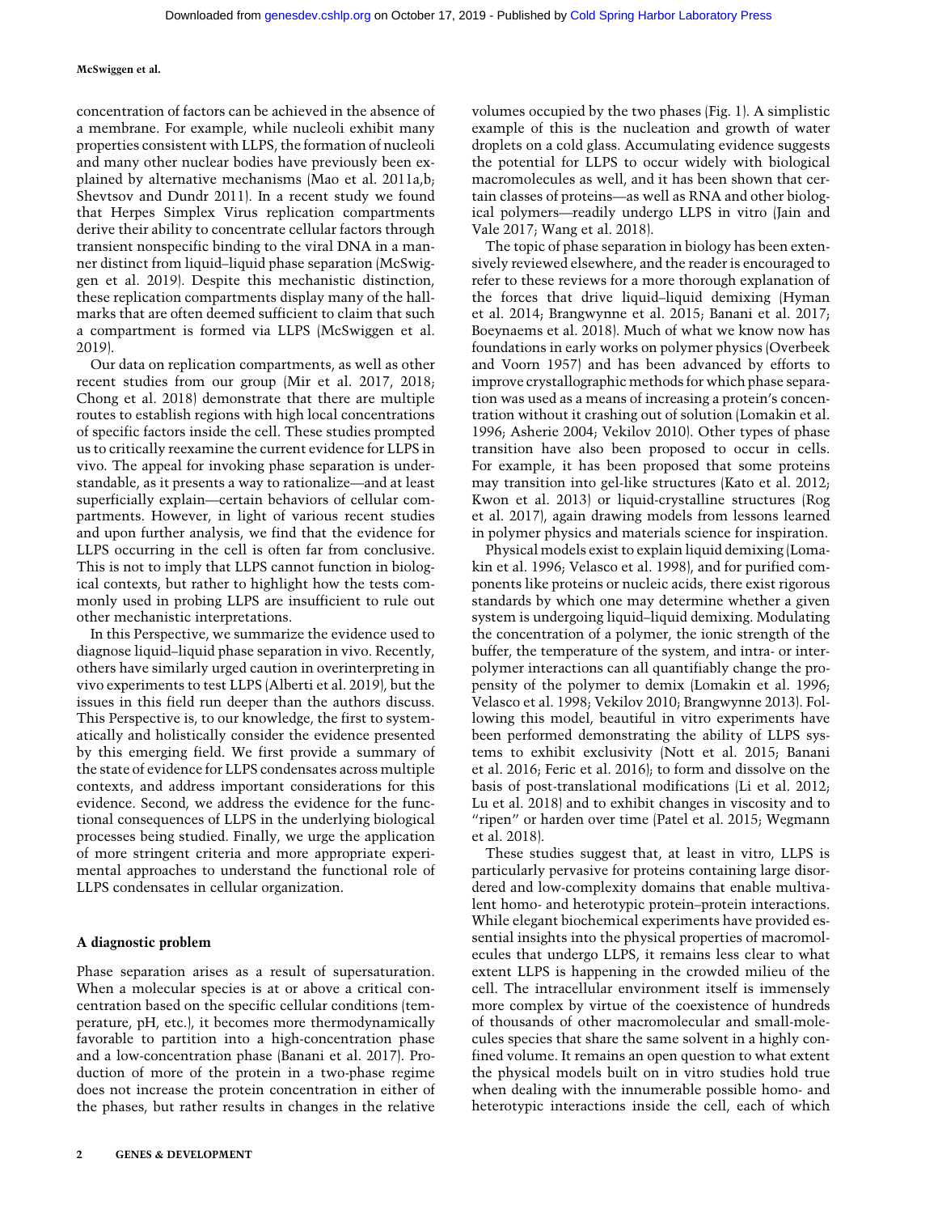concentration of factors can be achieved in the absence of a membrane. For example, while nucleoli exhibit many properties consistent with LLPS, the formation of nucleoli and many other nuclear bodies have previously been explained by alternative mechanisms (Mao et al. 2011a,b; Shevtsov and Dundr 2011). In a recent study we found that Herpes Simplex Virus replication compartments derive their ability to concentrate cellular factors through transient nonspecific binding to the viral DNA in a manner distinct from liquid–liquid phase separation (McSwiggen et al. 2019). Despite this mechanistic distinction, these replication compartments display many of the hallmarks that are often deemed sufficient to claim that such a compartment is formed via LLPS (McSwiggen et al. 2019).

Our data on replication compartments, as well as other recent studies from our group (Mir et al. 2017, 2018; Chong et al. 2018) demonstrate that there are multiple routes to establish regions with high local concentrations of specific factors inside the cell. These studies prompted us to critically reexamine the current evidence for LLPS in vivo. The appeal for invoking phase separation is understandable, as it presents a way to rationalize—and at least superficially explain—certain behaviors of cellular compartments. However, in light of various recent studies and upon further analysis, we find that the evidence for LLPS occurring in the cell is often far from conclusive. This is not to imply that LLPS cannot function in biological contexts, but rather to highlight how the tests commonly used in probing LLPS are insufficient to rule out other mechanistic interpretations.

In this Perspective, we summarize the evidence used to diagnose liquid–liquid phase separation in vivo. Recently, others have similarly urged caution in overinterpreting in vivo experiments to test LLPS (Alberti et al. 2019), but the issues in this field run deeper than the authors discuss. This Perspective is, to our knowledge, the first to systematically and holistically consider the evidence presented by this emerging field. We first provide a summary of the state of evidence for LLPS condensates across multiple contexts, and address important considerations for this evidence. Second, we address the evidence for the functional consequences of LLPS in the underlying biological processes being studied. Finally, we urge the application of more stringent criteria and more appropriate experimental approaches to understand the functional role of LLPS condensates in cellular organization.

## A diagnostic problem

Phase separation arises as a result of supersaturation. When a molecular species is at or above a critical concentration based on the specific cellular conditions (temperature, pH, etc.), it becomes more thermodynamically favorable to partition into a high-concentration phase and a low-concentration phase (Banani et al. 2017). Production of more of the protein in a two-phase regime does not increase the protein concentration in either of the phases, but rather results in changes in the relative volumes occupied by the two phases (Fig. 1). A simplistic example of this is the nucleation and growth of water droplets on a cold glass. Accumulating evidence suggests the potential for LLPS to occur widely with biological macromolecules as well, and it has been shown that certain classes of proteins—as well as RNA and other biological polymers—readily undergo LLPS in vitro (Jain and Vale 2017; Wang et al. 2018).

The topic of phase separation in biology has been extensively reviewed elsewhere, and the reader is encouraged to refer to these reviews for a more thorough explanation of the forces that drive liquid–liquid demixing (Hyman et al. 2014; Brangwynne et al. 2015; Banani et al. 2017; Boeynaems et al. 2018). Much of what we know now has foundations in early works on polymer physics (Overbeek and Voorn 1957) and has been advanced by efforts to improve crystallographic methods for which phase separation was used as a means of increasing a protein's concentration without it crashing out of solution (Lomakin et al. 1996; Asherie 2004; Vekilov 2010). Other types of phase transition have also been proposed to occur in cells. For example, it has been proposed that some proteins may transition into gel-like structures (Kato et al. 2012; Kwon et al. 2013) or liquid-crystalline structures (Rog et al. 2017), again drawing models from lessons learned in polymer physics and materials science for inspiration.

Physical models exist to explain liquid demixing (Lomakin et al. 1996; Velasco et al. 1998), and for purified components like proteins or nucleic acids, there exist rigorous standards by which one may determine whether a given system is undergoing liquid–liquid demixing. Modulating the concentration of a polymer, the ionic strength of the buffer, the temperature of the system, and intra- or inter-polymer interactions can all quantifiably change the propensity of the polymer to demix (Lomakin et al. 1996; Velasco et al. 1998; Vekilov 2010; Brangwynne 2013). Following this model, beautiful in vitro experiments have been performed demonstrating the ability of LLPS systems to exhibit exclusivity (Nott et al. 2015; Banani et al. 2016; Feric et al. 2016); to form and dissolve on the basis of post-translational modifications (Li et al. 2012; Lu et al. 2018) and to exhibit changes in viscosity and to "ripen" or harden over time (Patel et al. 2015; Wegmann et al. 2018).

These studies suggest that, at least in vitro, LLPS is particularly pervasive for proteins containing large disordered and low-complexity domains that enable multivalent homo- and heterotypic protein–protein interactions. While elegant biochemical experiments have provided essential insights into the physical properties of macromolecules that undergo LLPS, it remains less clear to what extent LLPS is happening in the crowded milieu of the cell. The intracellular environment itself is immensely more complex by virtue of the coexistence of hundreds of thousands of other macromolecular and small-molecules species that share the same solvent in a highly confined volume. It remains an open question to what extent the physical models built on in vitro studies hold true when dealing with the innumerable possible homo- and heterotypic interactions inside the cell, each of which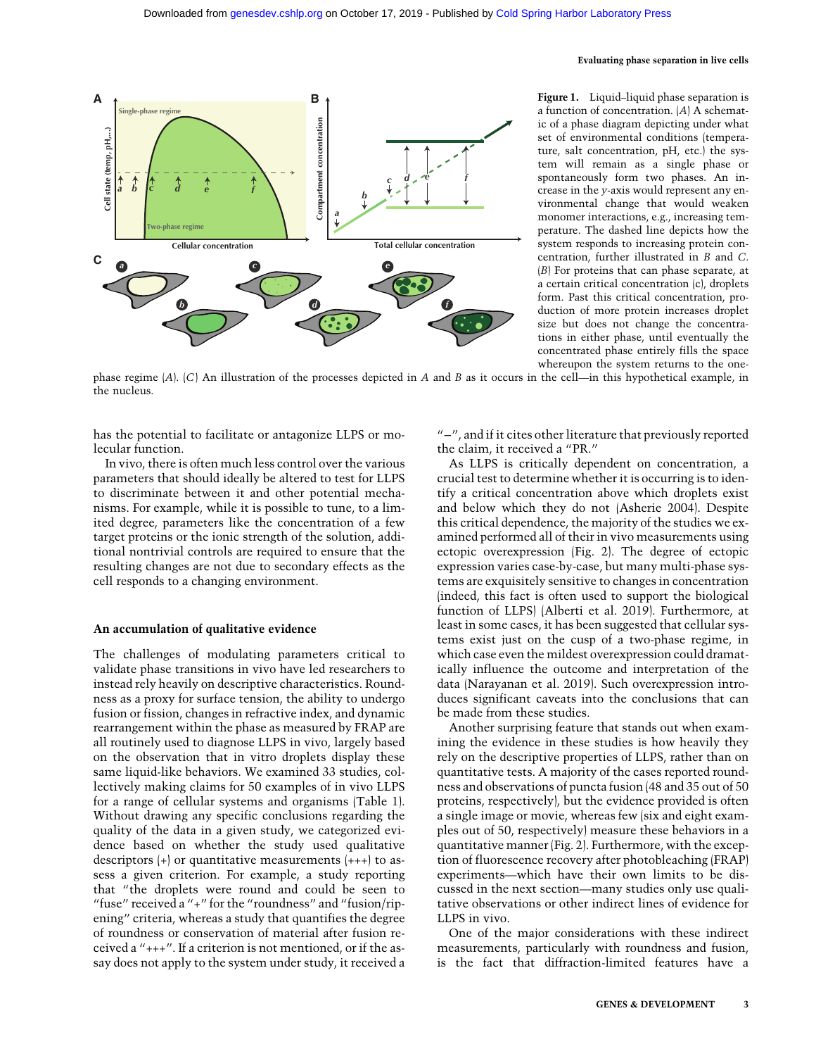Figure 1. Liquid–liquid phase separation is a function of concentration. (A) A schematic of a phase diagram depicting under what set of environmental conditions (temperature, salt concentration, pH, etc.) the system will remain as a single phase or spontaneously form two phases. An increase in the y-axis would represent any environmental change that would weaken monomer interactions, e.g., increasing temperature. The dashed line depicts how the system responds to increasing protein concentration, further illustrated in B and C. (B) For proteins that can phase separate, at a certain critical concentration (c), droplets form. Past this critical concentration, production of more protein increases droplet size but does not change the concentrations in either phase, until eventually the concentrated phase entirely fills the space whereupon the system returns to the one-phase regime (A). (C) An illustration of the processes depicted in A and B as it occurs in the cell—in this hypothetical example, in the nucleus.

has the potential to facilitate or antagonize LLPS or molecular function.

In vivo, there is often much less control over the various parameters that should ideally be altered to test for LLPS to discriminate between it and other potential mechanisms. For example, while it is possible to tune, to a limited degree, parameters like the concentration of a few target proteins or the ionic strength of the solution, additional nontrivial controls are required to ensure that the resulting changes are not due to secondary effects as the cell responds to a changing environment.

## An accumulation of qualitative evidence

The challenges of modulating parameters critical to validate phase transitions in vivo have led researchers to instead rely heavily on descriptive characteristics. Roundness as a proxy for surface tension, the ability to undergo fusion or fission, changes in refractive index, and dynamic rearrangement within the phase as measured by FRAP are all routinely used to diagnose LLPS in vivo, largely based on the observation that in vitro droplets display these same liquid-like behaviors. We examined 33 studies, collectively making claims for 50 examples of in vivo LLPS for a range of cellular systems and organisms (Table 1). Without drawing any specific conclusions regarding the quality of the data in a given study, we categorized evidence based on whether the study used qualitative descriptors (+) or quantitative measurements (+++) to assess a given criterion. For example, a study reporting that "the droplets were round and could be seen to "fuse" received a "+" for the "roundness" and "fusion/ripening" criteria, whereas a study that quantifies the degree of roundness or conservation of material after fusion received a "+++". If a criterion is not mentioned, or if the assay does not apply to the system under study, it received a "−", and if it cites other literature that previously reported the claim, it received a "PR."

As LLPS is critically dependent on concentration, a crucial test to determine whether it is occurring is to identify a critical concentration above which droplets exist and below which they do not (Asherie 2004). Despite this critical dependence, the majority of the studies we examined performed all of their in vivo measurements using ectopic overexpression (Fig. 2). The degree of ectopic expression varies case-by-case, but many multi-phase systems are exquisitely sensitive to changes in concentration (indeed, this fact is often used to support the biological function of LLPS) (Alberti et al. 2019). Furthermore, at least in some cases, it has been suggested that cellular systems exist just on the cusp of a two-phase regime, in which case even the mildest overexpression could dramatically influence the outcome and interpretation of the data (Narayanan et al. 2019). Such overexpression introduces significant caveats into the conclusions that can be made from these studies.

Another surprising feature that stands out when examining the evidence in these studies is how heavily they rely on the descriptive properties of LLPS, rather than on quantitative tests. A majority of the cases reported roundness and observations of puncta fusion (48 and 35 out of 50 proteins, respectively), but the evidence provided is often a single image or movie, whereas few (six and eight examples out of 50, respectively) measure these behaviors in a quantitative manner (Fig. 2). Furthermore, with the exception of fluorescence recovery after photobleaching (FRAP) experiments—which have their own limits to be discussed in the next section—many studies only use qualitative observations or other indirect lines of evidence for LLPS in vivo.

One of the major considerations with these indirect measurements, particularly with roundness and fusion, is the fact that diffraction-limited features have a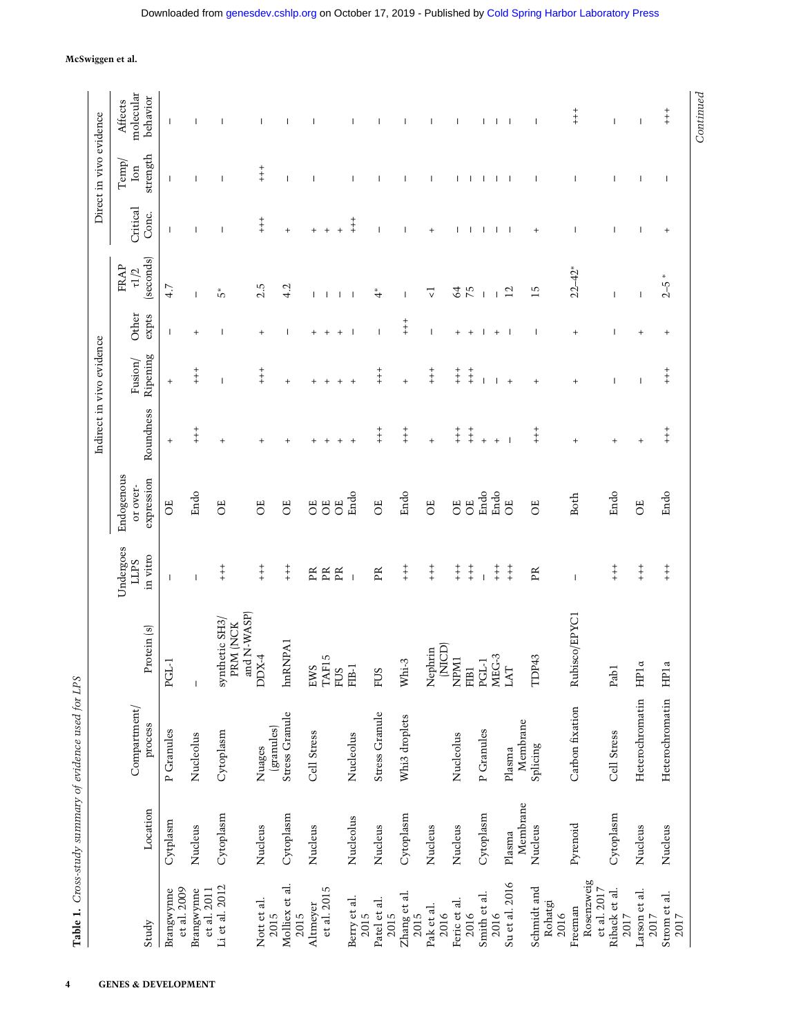**Table 1.** *Cross-study summary of evidence used for LPS*

| Study | Location | Compartment/process | Protein (s) | Undergoes LLPS in vitro | Endogenous or over-expression | Indirect in vivo evidence | | | | Direct in vivo evidence | | |
|---|---|---|---|---|---|---|---|---|---|---|---|---|
| | | | | | | Roundness | Fusion/Ripening | Other expts | FRAP τ1/2 (seconds) | Critical Conc. | Temp/Ion strength | Affects molecular behavior |
| Brangwynne et al. 2009 | Cytplasm | P Granules | PGL-1 | – | OE | + | + | – | 4.7 | – | – | – |
| Brangwynne et al. 2011 | Nucleus | Nucleolus | – | – | Endo | +++ | +++ | + | – | – | – | – |
| Li et al. 2012 | Cytoplasm | Cytoplasm | synthetic SH3/PRM (NCK and N-WASP) | +++ | OE | + | – | – | 5* | – | – | – |
| Nott et al. 2015 | Nucleus | Nuages (granules) | DDX-4 | +++ | OE | + | +++ | + | 2.5 | +++ | +++ | – |
| Molliex et al. 2015 | Cytoplasm | Stress Granule | hnRNPA1 | +++ | OE | + | + | – | 4.2 | + | – | – |
| Altmeyer et al. 2015 | Nucleus | Cell Stress | EWS | PR | OE | + | + | + | – | + | – | – |
| | | | TAF15 | PR | OE | + | + | – | – | + | | |
| | | | FUS | PR | OE | + | + | + | – | + | | |
| Berry et al. 2015 | Nucleolus | Nucleolus | FIB-1 | – | Endo | + | + | – | – | +++ | – | – |
| Patel et al. 2015 | Nucleus | Stress Granule | FUS | PR | OE | +++ | +++ | – | 4* | – | – | – |
| Zhang et al. 2015 | Cytoplasm | Whi3 droplets | Whi-3 | +++ | Endo | +++ | + | +++ | – | – | – | – |
| Pak et al. 2016 | Nucleus | | Nephrin (NICD) | +++ | OE | + | +++ | – | <1 | + | – | – |
| Feric et al. 2016 | Nucleus | Nucleolus | NPM1 | +++ | OE | +++ | +++ | + | 64 | – | – | – |
| | | | FIB1 | +++ | OE | +++ | +++ | + | 75 | – | – | – |
| Smith et al. 2016 | Cytoplasm | P Granules | PGL-1 | – | Endo | + | – | – | – | – | – | – |
| | | | MEG-3 | +++ | Endo | + | – | + | – | – | – | – |
| Su et al. 2016 | Plasma Membrane | Plasma Membrane | LAT | +++ | OE | – | + | – | 12 | – | – | – |
| Schmidt and Rohatgi 2016 | Nucleus | Splicing | TDP43 | PR | OE | +++ | + | – | 15 | + | – | – |
| Freeman Rosenzweig et al. 2017 | Pyrenoid | Carbon fixation | Rubisco/EPYC1 | – | Both | + | + | + | 22–42* | – | – | +++ |
| Riback et al. 2017 | Cytoplasm | Cell Stress | Pab1 | +++ | Endo | + | – | – | – | – | – | – |
| Larson et al. 2017 | Nucleus | Heterochromatin | HP1α | +++ | OE | + | – | + | – | – | – | – |
| Strom et al. 2017 | Nucleus | Heterochromatin | HP1a | +++ | Endo | +++ | +++ | + | 2–5* | + | – | +++ |

*Continued*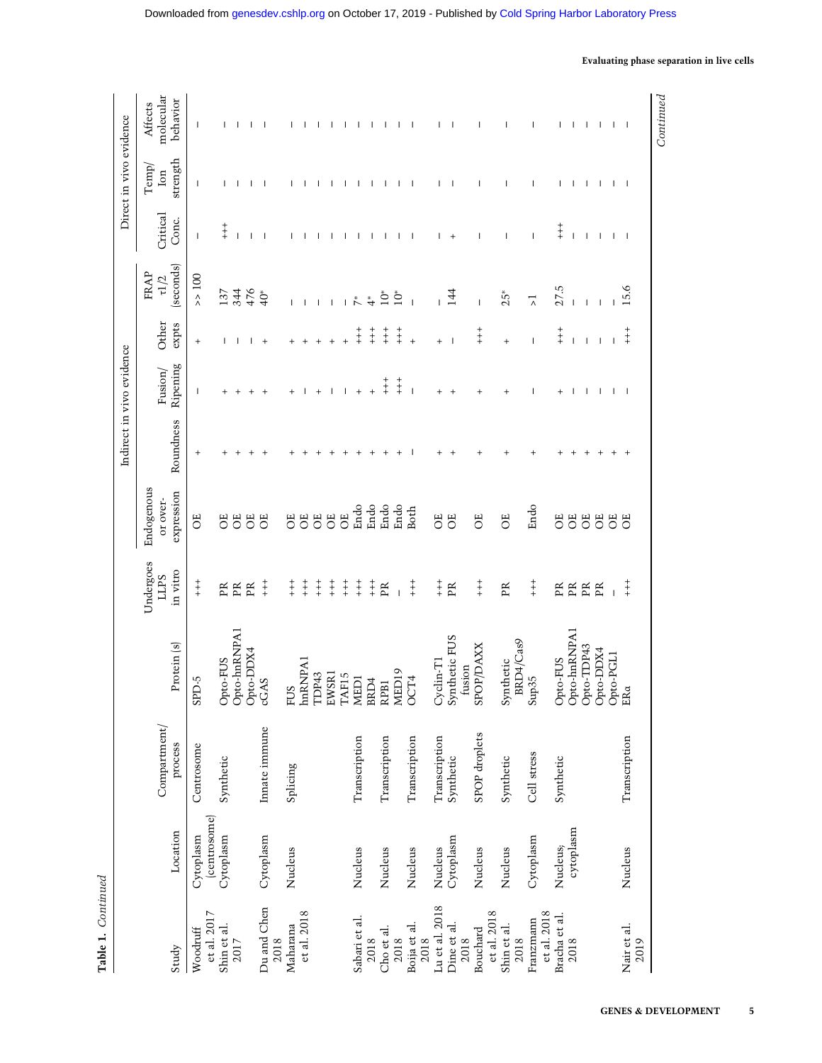**Table 1.** *Continued*

| Study | Location | Compartment/ process | Protein (s) | Undergoes LLPS in vitro | Endogenous or over-expression | Indirect in vivo evidence | | | | Direct in vivo evidence | | |
|---|---|---|---|---|---|---|---|---|---|---|---|---|
| | | | | | | Roundness | Fusion/ Ripening | Other expts | FRAP t1/2 (seconds) | Critical Conc. | Temp/ Ion strength | Affects molecular behavior |
| Woodruff et al. 2017 | Cytoplasm (centrosome) | Centrosome | SPD-5 | +++ | OE | + | – | + | >> 100 | – | – | – |
| Shin et al. 2017 | Cytoplasm | Synthetic | Opto-FUS | PR | OE | + | + | – | 137 | +++ | – | – |
| | | | Opto-hnRNPA1 | PR | OE | + | + | – | 344 | – | – | – |
| | | | Opto-DDX4 | PR | OE | + | + | – | 476 | – | – | – |
| Du and Chen 2018 | Cytoplasm | Innate immune | cGAS | +++ | OE | + | + | + | 40* | – | – | – |
| Maharana et al. 2018 | Nucleus | Splicing | FUS | +++ | OE | + | + | + | – | – | – | – |
| | | | hnRNPA1 | +++ | OE | + | – | + | – | – | – | – |
| | | | TDP43 | +++ | OE | + | + | + | – | – | – | – |
| | | | EWSR1 | +++ | OE | + | – | + | – | – | – | – |
| | | | TAF15 | +++ | OE | + | – | + | – | – | – | – |
| Sabari et al. 2018 | Nucleus | Transcription | MED1 | +++ | Endo | + | + | +++ | 7* | – | – | – |
| | | | BRD4 | +++ | Endo | + | + | +++ | 4* | – | – | – |
| Cho et al. 2018 | Nucleus | Transcription | RPB1 | PR | Endo | + | +++ | +++ | 10* | – | – | – |
| | | | MED19 | – | Endo | + | +++ | +++ | 10* | – | – | – |
| Boija et al. 2018 | Nucleus | Transcription | OCT4 | +++ | Both | – | – | + | – | – | – | – |
| Lu et al. 2018 | Nucleus | Transcription | Cyclin-T1 | +++ | OE | + | + | + | – | – | – | – |
| Dine et al. 2018 | Cytoplasm | Synthetic | Synthetic FUS fusion | PR | OE | + | + | – | 144 | + | – | – |
| Bouchard et al. 2018 | Nucleus | SPOP droplets | SPOP/DAXX | +++ | OE | + | + | +++ | – | – | – | – |
| Shin et al. 2018 | Nucleus | Synthetic | Synthetic BRD4/Cas9 | PR | OE | + | + | + | 25* | – | – | – |
| Franzmann et al. 2018 | Cytoplasm | Cell stress | Sup35 | +++ | Endo | + | – | – | >1 | – | – | – |
| Bracha et al. 2018 | Nucleus, cytoplasm | Synthetic | Opto-FUS | PR | OE | + | + | +++ | 27.5 | +++ | – | – |
| | | | Opto-hnRNPA1 | PR | OE | + | – | – | – | – | – | – |
| | | | Opto-TDP43 | PR | OE | + | – | – | – | – | – | – |
| | | | Opto-DDX4 | PR | OE | + | – | – | – | – | – | – |
| | | | Opto-PGL1 | – | OE | + | – | – | – | – | – | – |
| Nair et al. 2019 | Nucleus | Transcription | ERα | +++ | OE | + | – | +++ | 15.6 | – | – | – |

*Continued*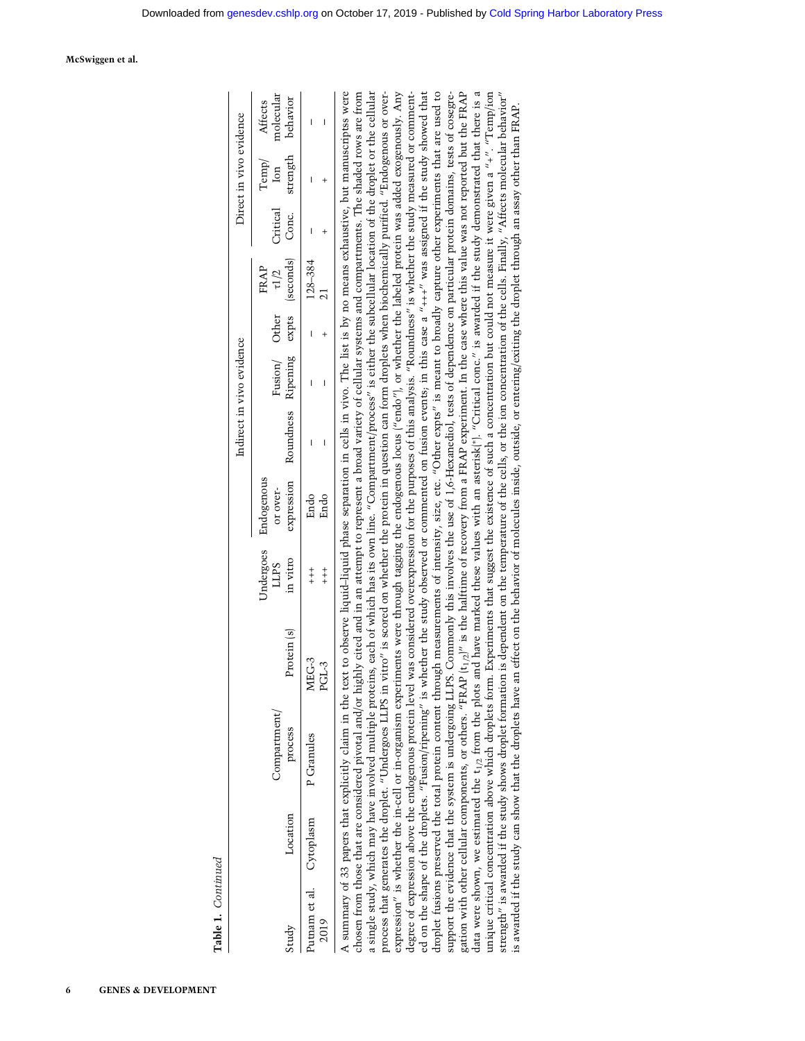**Table 1.** *Continued*

| Study | Location | Compartment/ process | Protein (s) | Undergoes LLPS in vitro | Endogenous or over-expression | Indirect in vivo evidence | | | | Direct in vivo evidence | | |
|---|---|---|---|---|---|---|---|---|---|---|---|---|
| | | | | | | Roundness | Fusion/ Ripening | Other expts | FRAP τ1/2 (seconds) | Critical Conc. | Temp/ Ion strength | Affects molecular behavior |
| Putnam et al. 2019 | Cytoplasm | P Granules | MEG-3 | +++ | Endo | – | – | – | 128–384 | – | – | – |
| | | | PGL-3 | +++ | Endo | – | – | + | 21 | + | + | – |

A summary of 33 papers that explicitly claim in the text to observe liquid–liquid phase separation in cells in vivo. The list is by no means exhaustive, but manuscripts were chosen from those that are considered pivotal and/or highly cited and in an attempt to represent a broad variety of cellular systems and compartments. The shaded rows are from a single study, which may have involved multiple proteins, each of which has its own line. "Compartment/process" is either the subcellular location of the droplet or the cellular process that generates the droplet. "Undergoes LLPS in vitro" is scored on whether the protein in question can form droplets when biochemically purified. "Endogenous or over-expression" is whether the in-cell or in-organism experiments were through tagging the endogenous locus ("endo"), or whether the labeled protein was added exogenously. Any degree of expression above the endogenous protein level was considered overexpression for the purposes of this analysis. "Roundness" is whether the study measured or commented on the shape of the droplets. "Fusion/ripening" is whether the study observed or commented on fusion events; in this case a "+++" was assigned if the study showed that droplet fusions preserved the total protein content through measurements of intensity, size, etc. "Other expts" is meant to broadly capture other experiments that are used to support the evidence that the system is undergoing LLPS. Commonly this involves the use of 1,6-Hexanediol, tests of dependence on particular protein domains, tests of cosegregation with other cellular components, or others. "FRAP ($t_{1/2}$)" is the halftime of recovery from a FRAP experiment. In the case where this value was not reported but the FRAP data were shown, we estimated the $t_{1/2}$ from the plots and have marked these values with an asterisk(*). "Critical conc." is awarded if the study demonstrated that there is a unique critical concentration above which droplets form. Experiments that suggest the existence of such a concentration but could not measure it were given a "+". "Temp/ion strength" is awarded if the study shows droplet formation is dependent on the temperature of the cells, or the ion concentration of the cells. Finally, "Affects molecular behavior" is awarded if the study can show that the droplets have an effect on the behavior of molecules inside, outside, or entering/exiting the droplet through an assay other than FRAP.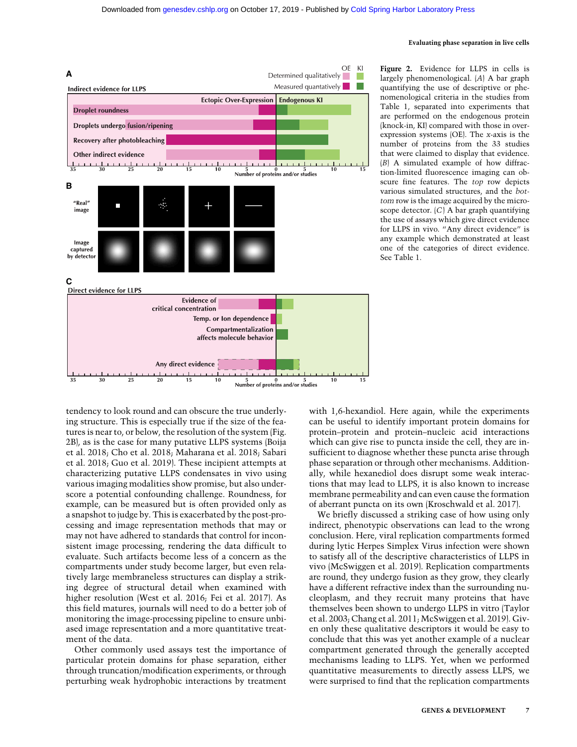**Figure 2.** Evidence for LLPS in cells is largely phenomenological. (*A*) A bar graph quantifying the use of descriptive or phenomenological criteria in the studies from Table 1, separated into experiments that are performed on the endogenous protein (knock-in, KI) compared with those in overexpression systems (OE). The *x*-axis is the number of proteins from the 33 studies that were claimed to display that evidence. (*B*) A simulated example of how diffraction-limited fluorescence imaging can obscure fine features. The *top* row depicts various simulated structures, and the *bottom* row is the image acquired by the microscope detector. (*C*) A bar graph quantifying the use of assays which give direct evidence for LLPS in vivo. "Any direct evidence" is any example which demonstrated at least one of the categories of direct evidence. See Table 1.

tendency to look round and can obscure the true underlying structure. This is especially true if the size of the features is near to, or below, the resolution of the system (Fig. 2B), as is the case for many putative LLPS systems (Boija et al. 2018; Cho et al. 2018; Maharana et al. 2018; Sabari et al. 2018; Guo et al. 2019). These incipient attempts at characterizing putative LLPS condensates in vivo using various imaging modalities show promise, but also underscore a potential confounding challenge. Roundness, for example, can be measured but is often provided only as a snapshot to judge by. This is exacerbated by the post-processing and image representation methods that may or may not have adhered to standards that control for inconsistent image processing, rendering the data difficult to evaluate. Such artifacts become less of a concern as the compartments under study become larger, but even relatively large membraneless structures can display a striking degree of structural detail when examined with higher resolution (West et al. 2016; Fei et al. 2017). As this field matures, journals will need to do a better job of monitoring the image-processing pipeline to ensure unbiased image representation and a more quantitative treatment of the data.

Other commonly used assays test the importance of particular protein domains for phase separation, either through truncation/modification experiments, or through perturbing weak hydrophobic interactions by treatment with 1,6-hexandiol. Here again, while the experiments can be useful to identify important protein domains for protein–protein and protein–nucleic acid interactions which can give rise to puncta inside the cell, they are insufficient to diagnose whether these puncta arise through phase separation or through other mechanisms. Additionally, while hexanediol does disrupt some weak interactions that may lead to LLPS, it is also known to increase membrane permeability and can even cause the formation of aberrant puncta on its own (Kroschwald et al. 2017).

We briefly discussed a striking case of how using only indirect, phenotypic observations can lead to the wrong conclusion. Here, viral replication compartments formed during lytic Herpes Simplex Virus infection were shown to satisfy all of the descriptive characteristics of LLPS in vivo (McSwiggen et al. 2019). Replication compartments are round, they undergo fusion as they grow, they clearly have a different refractive index than the surrounding nucleoplasm, and they recruit many proteins that have themselves been shown to undergo LLPS in vitro (Taylor et al. 2003; Chang et al. 2011; McSwiggen et al. 2019). Given only these qualitative descriptors it would be easy to conclude that this was yet another example of a nuclear compartment generated through the generally accepted mechanisms leading to LLPS. Yet, when we performed quantitative measurements to directly assess LLPS, we were surprised to find that the replication compartments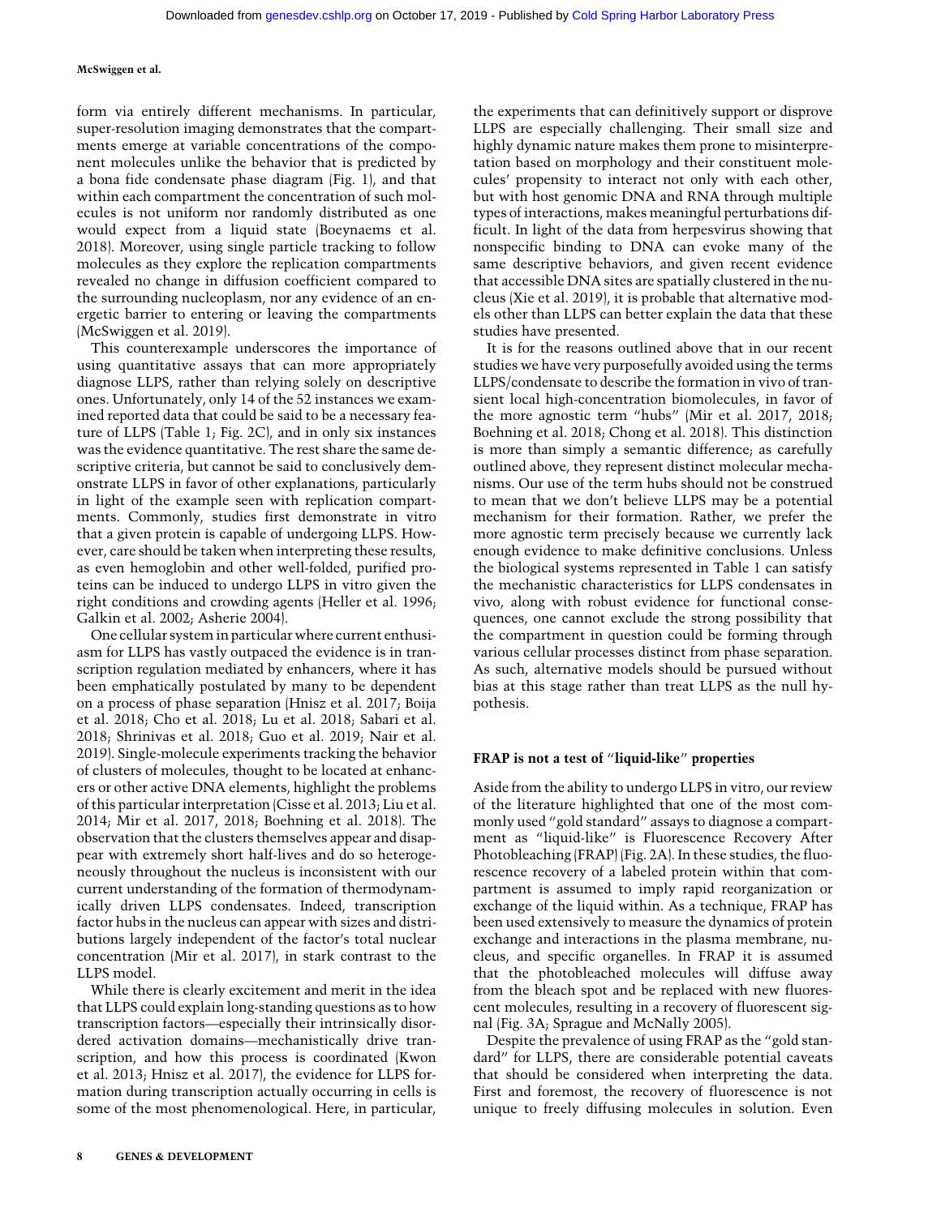form via entirely different mechanisms. In particular, super-resolution imaging demonstrates that the compartments emerge at variable concentrations of the component molecules unlike the behavior that is predicted by a bona fide condensate phase diagram (Fig. 1), and that within each compartment the concentration of such molecules is not uniform nor randomly distributed as one would expect from a liquid state (Boeynaems et al. 2018). Moreover, using single particle tracking to follow molecules as they explore the replication compartments revealed no change in diffusion coefficient compared to the surrounding nucleoplasm, nor any evidence of an energetic barrier to entering or leaving the compartments (McSwiggen et al. 2019).

This counterexample underscores the importance of using quantitative assays that can more appropriately diagnose LLPS, rather than relying solely on descriptive ones. Unfortunately, only 14 of the 52 instances we examined reported data that could be said to be a necessary feature of LLPS (Table 1; Fig. 2C), and in only six instances was the evidence quantitative. The rest share the same descriptive criteria, but cannot be said to conclusively demonstrate LLPS in favor of other explanations, particularly in light of the example seen with replication compartments. Commonly, studies first demonstrate in vitro that a given protein is capable of undergoing LLPS. However, care should be taken when interpreting these results, as even hemoglobin and other well-folded, purified proteins can be induced to undergo LLPS in vitro given the right conditions and crowding agents (Heller et al. 1996; Galkin et al. 2002; Asherie 2004).

One cellular system in particular where current enthusiasm for LLPS has vastly outpaced the evidence is in transcription regulation mediated by enhancers, where it has been emphatically postulated by many to be dependent on a process of phase separation (Hnisz et al. 2017; Boija et al. 2018; Cho et al. 2018; Lu et al. 2018; Sabari et al. 2018; Shrinivas et al. 2018; Guo et al. 2019; Nair et al. 2019). Single-molecule experiments tracking the behavior of clusters of molecules, thought to be located at enhancers or other active DNA elements, highlight the problems of this particular interpretation (Cisse et al. 2013; Liu et al. 2014; Mir et al. 2017, 2018; Boehning et al. 2018). The observation that the clusters themselves appear and disappear with extremely short half-lives and do so heterogeneously throughout the nucleus is inconsistent with our current understanding of the formation of thermodynamically driven LLPS condensates. Indeed, transcription factor hubs in the nucleus can appear with sizes and distributions largely independent of the factor's total nuclear concentration (Mir et al. 2017), in stark contrast to the LLPS model.

While there is clearly excitement and merit in the idea that LLPS could explain long-standing questions as to how transcription factors—especially their intrinsically disordered activation domains—mechanistically drive transcription, and how this process is coordinated (Kwon et al. 2013; Hnisz et al. 2017), the evidence for LLPS formation during transcription actually occurring in cells is some of the most phenomenological. Here, in particular, the experiments that can definitively support or disprove LLPS are especially challenging. Their small size and highly dynamic nature makes them prone to misinterpretation based on morphology and their constituent molecules' propensity to interact not only with each other, but with host genomic DNA and RNA through multiple types of interactions, makes meaningful perturbations difficult. In light of the data from herpesvirus showing that nonspecific binding to DNA can evoke many of the same descriptive behaviors, and given recent evidence that accessible DNA sites are spatially clustered in the nucleus (Xie et al. 2019), it is probable that alternative models other than LLPS can better explain the data that these studies have presented.

It is for the reasons outlined above that in our recent studies we have very purposefully avoided using the terms LLPS/condensate to describe the formation in vivo of transient local high-concentration biomolecules, in favor of the more agnostic term "hubs" (Mir et al. 2017, 2018; Boehning et al. 2018; Chong et al. 2018). This distinction is more than simply a semantic difference; as carefully outlined above, they represent distinct molecular mechanisms. Our use of the term hubs should not be construed to mean that we don't believe LLPS may be a potential mechanism for their formation. Rather, we prefer the more agnostic term precisely because we currently lack enough evidence to make definitive conclusions. Unless the biological systems represented in Table 1 can satisfy the mechanistic characteristics for LLPS condensates in vivo, along with robust evidence for functional consequences, one cannot exclude the strong possibility that the compartment in question could be forming through various cellular processes distinct from phase separation. As such, alternative models should be pursued without bias at this stage rather than treat LLPS as the null hypothesis.

## FRAP is not a test of "liquid-like" properties

Aside from the ability to undergo LLPS in vitro, our review of the literature highlighted that one of the most commonly used "gold standard" assays to diagnose a compartment as "liquid-like" is Fluorescence Recovery After Photobleaching (FRAP) (Fig. 2A). In these studies, the fluorescence recovery of a labeled protein within that compartment is assumed to imply rapid reorganization or exchange of the liquid within. As a technique, FRAP has been used extensively to measure the dynamics of protein exchange and interactions in the plasma membrane, nucleus, and specific organelles. In FRAP it is assumed that the photobleached molecules will diffuse away from the bleach spot and be replaced with new fluorescent molecules, resulting in a recovery of fluorescent signal (Fig. 3A; Sprague and McNally 2005).

Despite the prevalence of using FRAP as the "gold standard" for LLPS, there are considerable potential caveats that should be considered when interpreting the data. First and foremost, the recovery of fluorescence is not unique to freely diffusing molecules in solution. Even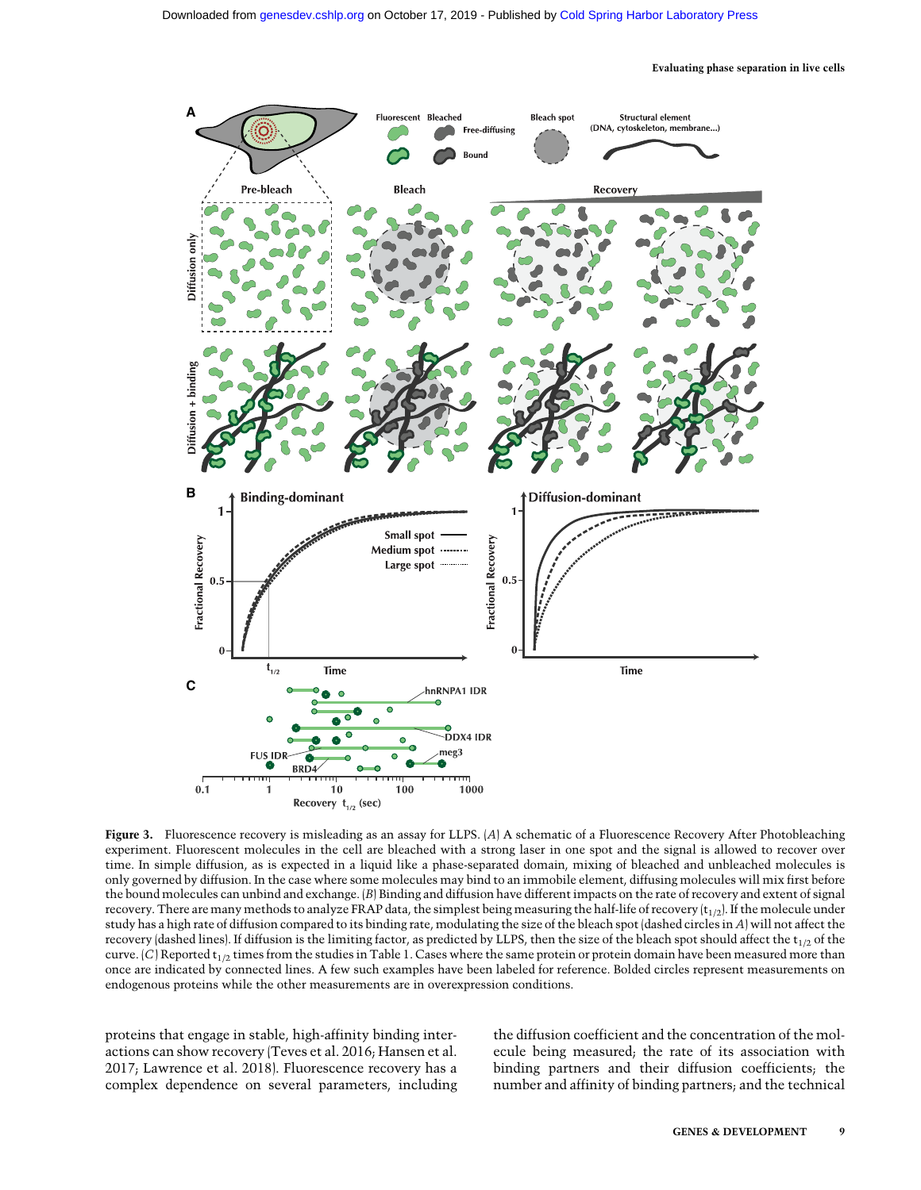**Figure 3.** Fluorescence recovery is misleading as an assay for LLPS. (*A*) A schematic of a Fluorescence Recovery After Photobleaching experiment. Fluorescent molecules in the cell are bleached with a strong laser in one spot and the signal is allowed to recover over time. In simple diffusion, as is expected in a liquid like a phase-separated domain, mixing of bleached and unbleached molecules is only governed by diffusion. In the case where some molecules may bind to an immobile element, diffusing molecules will mix first before the bound molecules can unbind and exchange. (*B*) Binding and diffusion have different impacts on the rate of recovery and extent of signal recovery. There are many methods to analyze FRAP data, the simplest being measuring the half-life of recovery ($t_{1/2}$). If the molecule under study has a high rate of diffusion compared to its binding rate, modulating the size of the bleach spot (dashed circles in *A*) will not affect the recovery (dashed lines). If diffusion is the limiting factor, as predicted by LLPS, then the size of the bleach spot should affect the $t_{1/2}$ of the curve. (*C*) Reported $t_{1/2}$ times from the studies in Table 1. Cases where the same protein or protein domain have been measured more than once are indicated by connected lines. A few such examples have been labeled for reference. Bolded circles represent measurements on endogenous proteins while the other measurements are in overexpression conditions.

proteins that engage in stable, high-affinity binding interactions can show recovery (Teves et al. 2016; Hansen et al. 2017; Lawrence et al. 2018). Fluorescence recovery has a complex dependence on several parameters, including the diffusion coefficient and the concentration of the molecule being measured; the rate of its association with binding partners and their diffusion coefficients; the number and affinity of binding partners; and the technical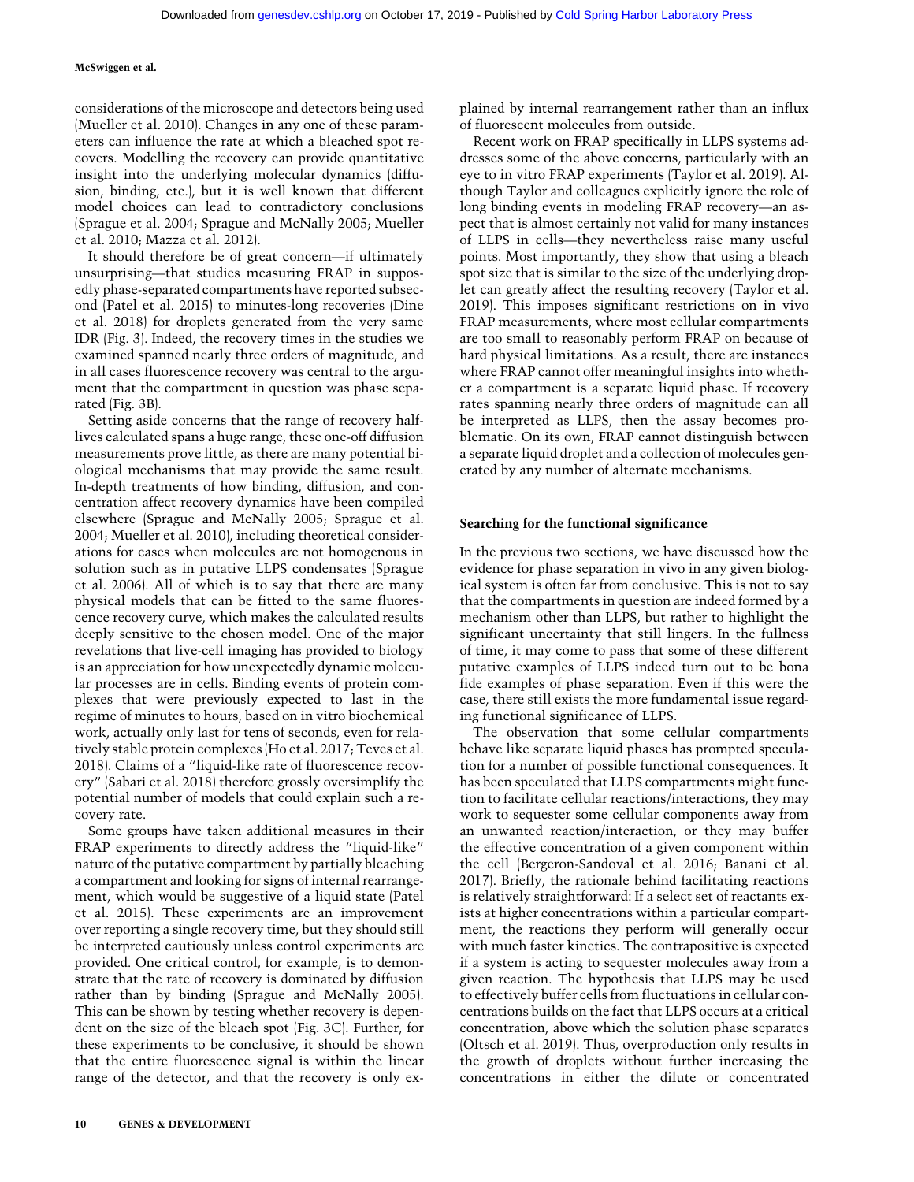considerations of the microscope and detectors being used (Mueller et al. 2010). Changes in any one of these parameters can influence the rate at which a bleached spot recovers. Modelling the recovery can provide quantitative insight into the underlying molecular dynamics (diffusion, binding, etc.), but it is well known that different model choices can lead to contradictory conclusions (Sprague et al. 2004; Sprague and McNally 2005; Mueller et al. 2010; Mazza et al. 2012).

It should therefore be of great concern—if ultimately unsurprising—that studies measuring FRAP in supposedly phase-separated compartments have reported subsecond (Patel et al. 2015) to minutes-long recoveries (Dine et al. 2018) for droplets generated from the very same IDR (Fig. 3). Indeed, the recovery times in the studies we examined spanned nearly three orders of magnitude, and in all cases fluorescence recovery was central to the argument that the compartment in question was phase separated (Fig. 3B).

Setting aside concerns that the range of recovery half-lives calculated spans a huge range, these one-off diffusion measurements prove little, as there are many potential biological mechanisms that may provide the same result. In-depth treatments of how binding, diffusion, and concentration affect recovery dynamics have been compiled elsewhere (Sprague and McNally 2005; Sprague et al. 2004; Mueller et al. 2010), including theoretical considerations for cases when molecules are not homogenous in solution such as in putative LLPS condensates (Sprague et al. 2006). All of which is to say that there are many physical models that can be fitted to the same fluorescence recovery curve, which makes the calculated results deeply sensitive to the chosen model. One of the major revelations that live-cell imaging has provided to biology is an appreciation for how unexpectedly dynamic molecular processes are in cells. Binding events of protein complexes that were previously expected to last in the regime of minutes to hours, based on in vitro biochemical work, actually only last for tens of seconds, even for relatively stable protein complexes (Ho et al. 2017; Teves et al. 2018). Claims of a "liquid-like rate of fluorescence recovery" (Sabari et al. 2018) therefore grossly oversimplify the potential number of models that could explain such a recovery rate.

Some groups have taken additional measures in their FRAP experiments to directly address the "liquid-like" nature of the putative compartment by partially bleaching a compartment and looking for signs of internal rearrangement, which would be suggestive of a liquid state (Patel et al. 2015). These experiments are an improvement over reporting a single recovery time, but they should still be interpreted cautiously unless control experiments are provided. One critical control, for example, is to demonstrate that the rate of recovery is dominated by diffusion rather than by binding (Sprague and McNally 2005). This can be shown by testing whether recovery is dependent on the size of the bleach spot (Fig. 3C). Further, for these experiments to be conclusive, it should be shown that the entire fluorescence signal is within the linear range of the detector, and that the recovery is only explained by internal rearrangement rather than an influx of fluorescent molecules from outside.

Recent work on FRAP specifically in LLPS systems addresses some of the above concerns, particularly with an eye to in vitro FRAP experiments (Taylor et al. 2019). Although Taylor and colleagues explicitly ignore the role of long binding events in modeling FRAP recovery—an aspect that is almost certainly not valid for many instances of LLPS in cells—they nevertheless raise many useful points. Most importantly, they show that using a bleach spot size that is similar to the size of the underlying droplet can greatly affect the resulting recovery (Taylor et al. 2019). This imposes significant restrictions on in vivo FRAP measurements, where most cellular compartments are too small to reasonably perform FRAP on because of hard physical limitations. As a result, there are instances where FRAP cannot offer meaningful insights into whether a compartment is a separate liquid phase. If recovery rates spanning nearly three orders of magnitude can all be interpreted as LLPS, then the assay becomes problematic. On its own, FRAP cannot distinguish between a separate liquid droplet and a collection of molecules generated by any number of alternate mechanisms.

## Searching for the functional significance

In the previous two sections, we have discussed how the evidence for phase separation in vivo in any given biological system is often far from conclusive. This is not to say that the compartments in question are indeed formed by a mechanism other than LLPS, but rather to highlight the significant uncertainty that still lingers. In the fullness of time, it may come to pass that some of these different putative examples of LLPS indeed turn out to be bona fide examples of phase separation. Even if this were the case, there still exists the more fundamental issue regarding functional significance of LLPS.

The observation that some cellular compartments behave like separate liquid phases has prompted speculation for a number of possible functional consequences. It has been speculated that LLPS compartments might function to facilitate cellular reactions/interactions, they may work to sequester some cellular components away from an unwanted reaction/interaction, or they may buffer the effective concentration of a given component within the cell (Bergeron-Sandoval et al. 2016; Banani et al. 2017). Briefly, the rationale behind facilitating reactions is relatively straightforward: If a select set of reactants exists at higher concentrations within a particular compartment, the reactions they perform will generally occur with much faster kinetics. The contrapositive is expected if a system is acting to sequester molecules away from a given reaction. The hypothesis that LLPS may be used to effectively buffer cells from fluctuations in cellular concentrations builds on the fact that LLPS occurs at a critical concentration, above which the solution phase separates (Oltsch et al. 2019). Thus, overproduction only results in the growth of droplets without further increasing the concentrations in either the dilute or concentrated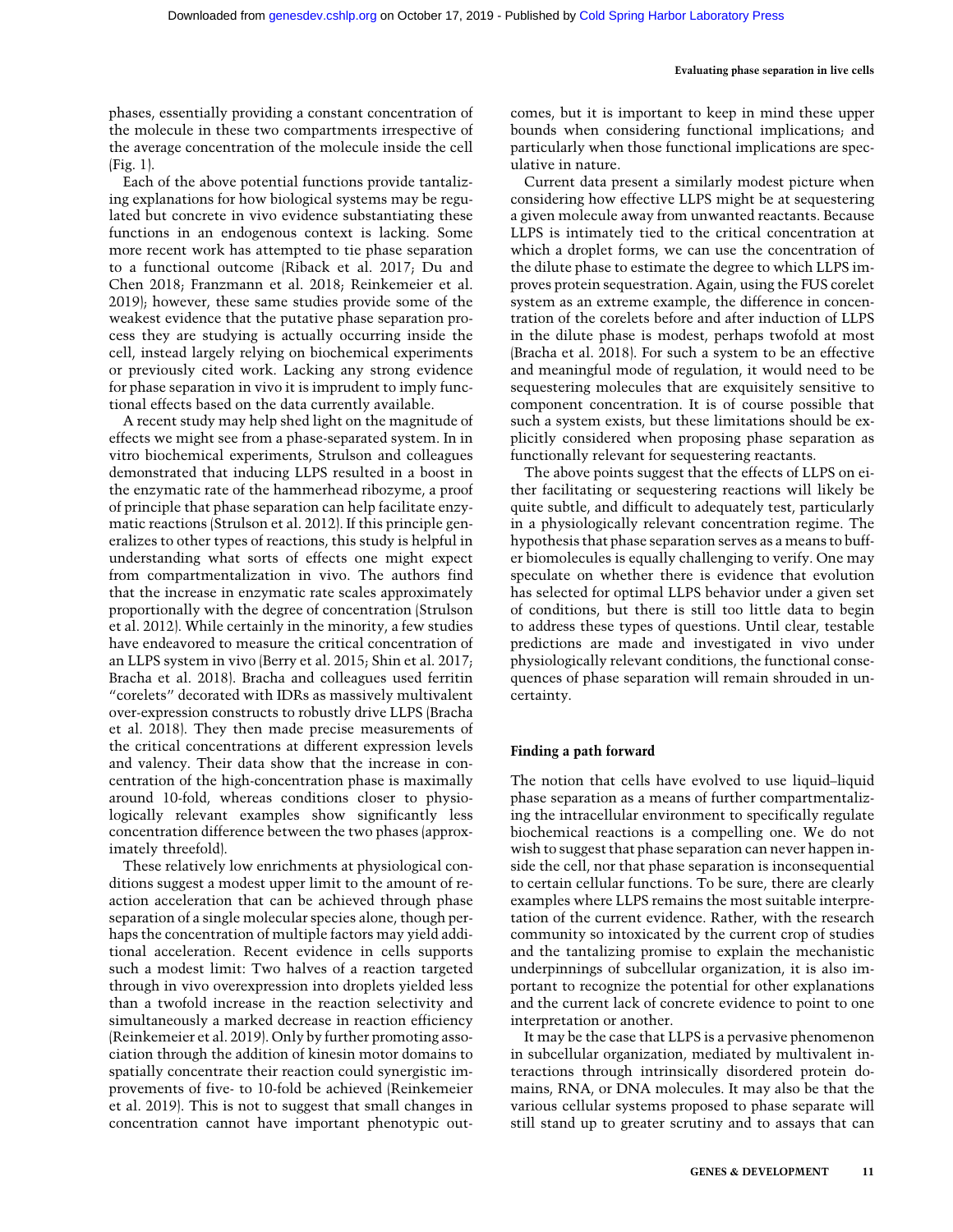phases, essentially providing a constant concentration of the molecule in these two compartments irrespective of the average concentration of the molecule inside the cell (Fig. 1).

Each of the above potential functions provide tantalizing explanations for how biological systems may be regulated but concrete in vivo evidence substantiating these functions in an endogenous context is lacking. Some more recent work has attempted to tie phase separation to a functional outcome (Riback et al. 2017; Du and Chen 2018; Franzmann et al. 2018; Reinkemeier et al. 2019); however, these same studies provide some of the weakest evidence that the putative phase separation process they are studying is actually occurring inside the cell, instead largely relying on biochemical experiments or previously cited work. Lacking any strong evidence for phase separation in vivo it is imprudent to imply functional effects based on the data currently available.

A recent study may help shed light on the magnitude of effects we might see from a phase-separated system. In in vitro biochemical experiments, Strulson and colleagues demonstrated that inducing LLPS resulted in a boost in the enzymatic rate of the hammerhead ribozyme, a proof of principle that phase separation can help facilitate enzymatic reactions (Strulson et al. 2012). If this principle generalizes to other types of reactions, this study is helpful in understanding what sorts of effects one might expect from compartmentalization in vivo. The authors find that the increase in enzymatic rate scales approximately proportionally with the degree of concentration (Strulson et al. 2012). While certainly in the minority, a few studies have endeavored to measure the critical concentration of an LLPS system in vivo (Berry et al. 2015; Shin et al. 2017; Bracha et al. 2018). Bracha and colleagues used ferritin "corelets" decorated with IDRs as massively multivalent over-expression constructs to robustly drive LLPS (Bracha et al. 2018). They then made precise measurements of the critical concentrations at different expression levels and valency. Their data show that the increase in concentration of the high-concentration phase is maximally around 10-fold, whereas conditions closer to physiologically relevant examples show significantly less concentration difference between the two phases (approximately threefold).

These relatively low enrichments at physiological conditions suggest a modest upper limit to the amount of reaction acceleration that can be achieved through phase separation of a single molecular species alone, though perhaps the concentration of multiple factors may yield additional acceleration. Recent evidence in cells supports such a modest limit: Two halves of a reaction targeted through in vivo overexpression into droplets yielded less than a twofold increase in the reaction selectivity and simultaneously a marked decrease in reaction efficiency (Reinkemeier et al. 2019). Only by further promoting association through the addition of kinesin motor domains to spatially concentrate their reaction could synergistic improvements of five- to 10-fold be achieved (Reinkemeier et al. 2019). This is not to suggest that small changes in concentration cannot have important phenotypic outcomes, but it is important to keep in mind these upper bounds when considering functional implications; and particularly when those functional implications are speculative in nature.

Current data present a similarly modest picture when considering how effective LLPS might be at sequestering a given molecule away from unwanted reactants. Because LLPS is intimately tied to the critical concentration at which a droplet forms, we can use the concentration of the dilute phase to estimate the degree to which LLPS improves protein sequestration. Again, using the FUS corelet system as an extreme example, the difference in concentration of the corelets before and after induction of LLPS in the dilute phase is modest, perhaps twofold at most (Bracha et al. 2018). For such a system to be an effective and meaningful mode of regulation, it would need to be sequestering molecules that are exquisitely sensitive to component concentration. It is of course possible that such a system exists, but these limitations should be explicitly considered when proposing phase separation as functionally relevant for sequestering reactants.

The above points suggest that the effects of LLPS on either facilitating or sequestering reactions will likely be quite subtle, and difficult to adequately test, particularly in a physiologically relevant concentration regime. The hypothesis that phase separation serves as a means to buffer biomolecules is equally challenging to verify. One may speculate on whether there is evidence that evolution has selected for optimal LLPS behavior under a given set of conditions, but there is still too little data to begin to address these types of questions. Until clear, testable predictions are made and investigated in vivo under physiologically relevant conditions, the functional consequences of phase separation will remain shrouded in uncertainty.

## Finding a path forward

The notion that cells have evolved to use liquid–liquid phase separation as a means of further compartmentalizing the intracellular environment to specifically regulate biochemical reactions is a compelling one. We do not wish to suggest that phase separation can never happen inside the cell, nor that phase separation is inconsequential to certain cellular functions. To be sure, there are clearly examples where LLPS remains the most suitable interpretation of the current evidence. Rather, with the research community so intoxicated by the current crop of studies and the tantalizing promise to explain the mechanistic underpinnings of subcellular organization, it is also important to recognize the potential for other explanations and the current lack of concrete evidence to point to one interpretation or another.

It may be the case that LLPS is a pervasive phenomenon in subcellular organization, mediated by multivalent interactions through intrinsically disordered protein domains, RNA, or DNA molecules. It may also be that the various cellular systems proposed to phase separate will still stand up to greater scrutiny and to assays that can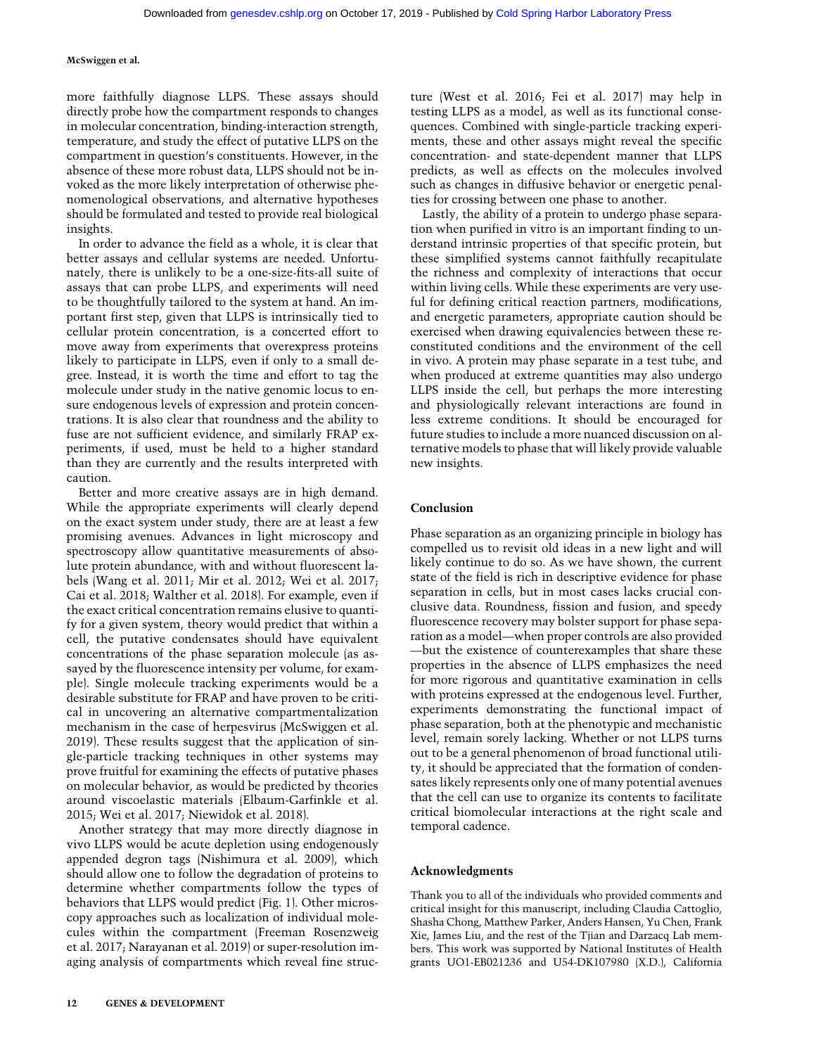more faithfully diagnose LLPS. These assays should directly probe how the compartment responds to changes in molecular concentration, binding-interaction strength, temperature, and study the effect of putative LLPS on the compartment in question's constituents. However, in the absence of these more robust data, LLPS should not be invoked as the more likely interpretation of otherwise phenomenological observations, and alternative hypotheses should be formulated and tested to provide real biological insights.

In order to advance the field as a whole, it is clear that better assays and cellular systems are needed. Unfortunately, there is unlikely to be a one-size-fits-all suite of assays that can probe LLPS, and experiments will need to be thoughtfully tailored to the system at hand. An important first step, given that LLPS is intrinsically tied to cellular protein concentration, is a concerted effort to move away from experiments that overexpress proteins likely to participate in LLPS, even if only to a small degree. Instead, it is worth the time and effort to tag the molecule under study in the native genomic locus to ensure endogenous levels of expression and protein concentrations. It is also clear that roundness and the ability to fuse are not sufficient evidence, and similarly FRAP experiments, if used, must be held to a higher standard than they are currently and the results interpreted with caution.

Better and more creative assays are in high demand. While the appropriate experiments will clearly depend on the exact system under study, there are at least a few promising avenues. Advances in light microscopy and spectroscopy allow quantitative measurements of absolute protein abundance, with and without fluorescent labels (Wang et al. 2011; Mir et al. 2012; Wei et al. 2017; Cai et al. 2018; Walther et al. 2018). For example, even if the exact critical concentration remains elusive to quantify for a given system, theory would predict that within a cell, the putative condensates should have equivalent concentrations of the phase separation molecule (as assayed by the fluorescence intensity per volume, for example). Single molecule tracking experiments would be a desirable substitute for FRAP and have proven to be critical in uncovering an alternative compartmentalization mechanism in the case of herpesvirus (McSwiggen et al. 2019). These results suggest that the application of single-particle tracking techniques in other systems may prove fruitful for examining the effects of putative phases on molecular behavior, as would be predicted by theories around viscoelastic materials (Elbaum-Garfinkle et al. 2015; Wei et al. 2017; Niewidok et al. 2018).

Another strategy that may more directly diagnose in vivo LLPS would be acute depletion using endogenously appended degron tags (Nishimura et al. 2009), which should allow one to follow the degradation of proteins to determine whether compartments follow the types of behaviors that LLPS would predict (Fig. 1). Other microscopy approaches such as localization of individual molecules within the compartment (Freeman Rosenzweig et al. 2017; Narayanan et al. 2019) or super-resolution imaging analysis of compartments which reveal fine structure (West et al. 2016; Fei et al. 2017) may help in testing LLPS as a model, as well as its functional consequences. Combined with single-particle tracking experiments, these and other assays might reveal the specific concentration- and state-dependent manner that LLPS predicts, as well as effects on the molecules involved such as changes in diffusive behavior or energetic penalties for crossing between one phase to another.

Lastly, the ability of a protein to undergo phase separation when purified in vitro is an important finding to understand intrinsic properties of that specific protein, but these simplified systems cannot faithfully recapitulate the richness and complexity of interactions that occur within living cells. While these experiments are very useful for defining critical reaction partners, modifications, and energetic parameters, appropriate caution should be exercised when drawing equivalencies between these reconstituted conditions and the environment of the cell in vivo. A protein may phase separate in a test tube, and when produced at extreme quantities may also undergo LLPS inside the cell, but perhaps the more interesting and physiologically relevant interactions are found in less extreme conditions. It should be encouraged for future studies to include a more nuanced discussion on alternative models to phase that will likely provide valuable new insights.

## Conclusion

Phase separation as an organizing principle in biology has compelled us to revisit old ideas in a new light and will likely continue to do so. As we have shown, the current state of the field is rich in descriptive evidence for phase separation in cells, but in most cases lacks crucial conclusive data. Roundness, fission and fusion, and speedy fluorescence recovery may bolster support for phase separation as a model—when proper controls are also provided—but the existence of counterexamples that share these properties in the absence of LLPS emphasizes the need for more rigorous and quantitative examination in cells with proteins expressed at the endogenous level. Further, experiments demonstrating the functional impact of phase separation, both at the phenotypic and mechanistic level, remain sorely lacking. Whether or not LLPS turns out to be a general phenomenon of broad functional utility, it should be appreciated that the formation of condensates likely represents only one of many potential avenues that the cell can use to organize its contents to facilitate critical biomolecular interactions at the right scale and temporal cadence.

## Acknowledgments

Thank you to all of the individuals who provided comments and critical insight for this manuscript, including Claudia Cattoglio, Shasha Chong, Matthew Parker, Anders Hansen, Yu Chen, Frank Xie, James Liu, and the rest of the Tjian and Darzacq Lab members. This work was supported by National Institutes of Health grants UO1-EB021236 and U54-DK107980 (X.D.), California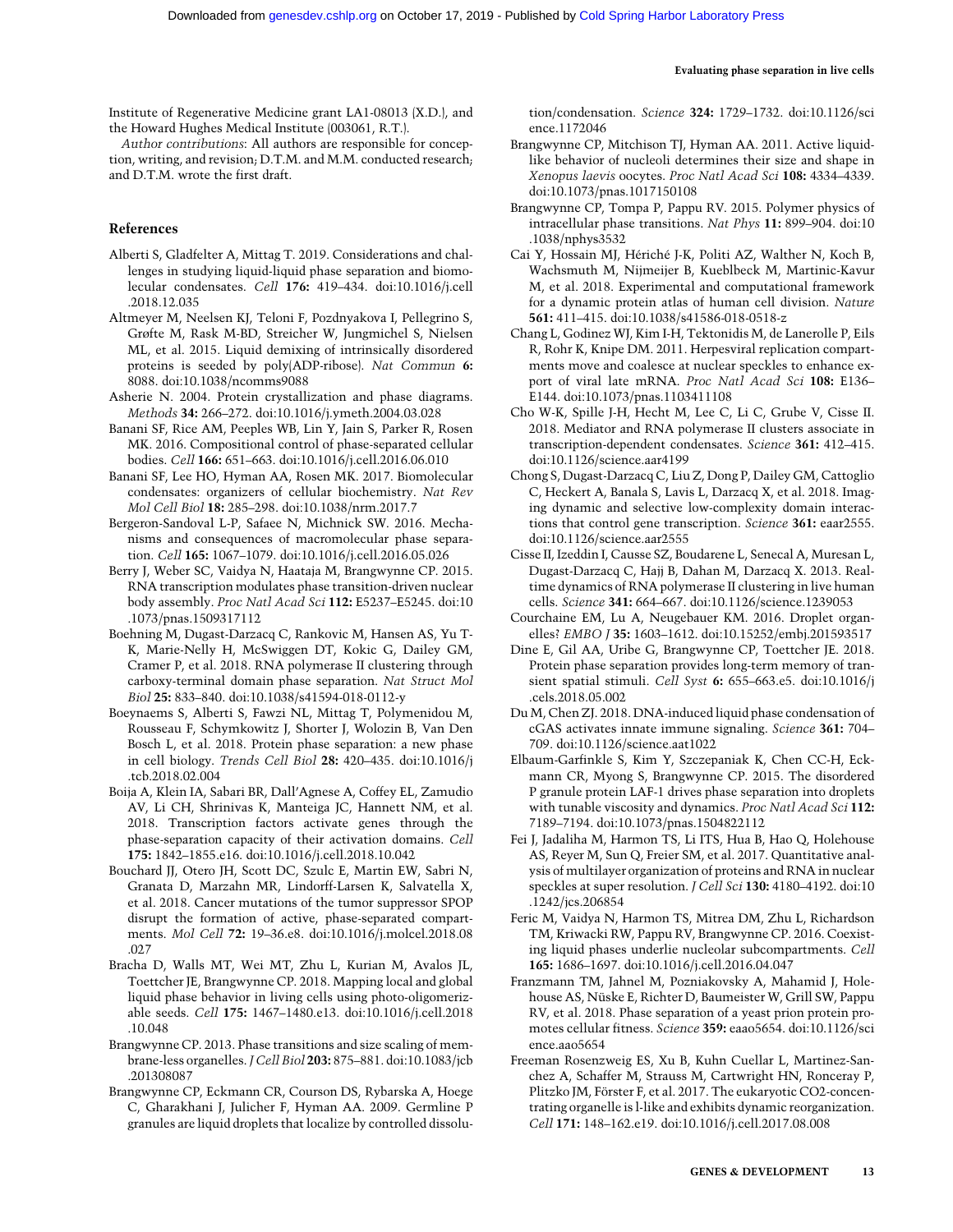Institute of Regenerative Medicine grant LA1-08013 (X.D.), and the Howard Hughes Medical Institute (003061, R.T.).

*Author contributions*: All authors are responsible for conception, writing, and revision; D.T.M. and M.M. conducted research; and D.T.M. wrote the first draft.

## References

Alberti S, Gladfelter A, Mittag T. 2019. Considerations and challenges in studying liquid-liquid phase separation and biomolecular condensates. *Cell* **176:** 419–434. doi:10.1016/j.cell.2018.12.035

Altmeyer M, Neelsen KJ, Teloni F, Pozdnyakova I, Pellegrino S, Grøfte M, Rask M-BD, Streicher W, Jungmichel S, Nielsen ML, et al. 2015. Liquid demixing of intrinsically disordered proteins is seeded by poly(ADP-ribose). *Nat Commun* **6:** 8088. doi:10.1038/ncomms9088

Asherie N. 2004. Protein crystallization and phase diagrams. *Methods* **34:** 266–272. doi:10.1016/j.ymeth.2004.03.028

Banani SF, Rice AM, Peeples WB, Lin Y, Jain S, Parker R, Rosen MK. 2016. Compositional control of phase-separated cellular bodies. *Cell* **166:** 651–663. doi:10.1016/j.cell.2016.06.010

Banani SF, Lee HO, Hyman AA, Rosen MK. 2017. Biomolecular condensates: organizers of cellular biochemistry. *Nat Rev Mol Cell Biol* **18:** 285–298. doi:10.1038/nrm.2017.7

Bergeron-Sandoval L-P, Safaee N, Michnick SW. 2016. Mechanisms and consequences of macromolecular phase separation. *Cell* **165:** 1067–1079. doi:10.1016/j.cell.2016.05.026

Berry J, Weber SC, Vaidya N, Haataja M, Brangwynne CP. 2015. RNA transcription modulates phase transition-driven nuclear body assembly. *Proc Natl Acad Sci* **112:** E5237–E5245. doi:10.1073/pnas.1509317112

Boehning M, Dugast-Darzacq C, Rankovic M, Hansen AS, Yu T-K, Marie-Nelly H, McSwiggen DT, Kokic G, Dailey GM, Cramer P, et al. 2018. RNA polymerase II clustering through carboxy-terminal domain phase separation. *Nat Struct Mol Biol* **25:** 833–840. doi:10.1038/s41594-018-0112-y

Boeynaems S, Alberti S, Fawzi NL, Mittag T, Polymenidou M, Rousseau F, Schymkowitz J, Shorter J, Wolozin B, Van Den Bosch L, et al. 2018. Protein phase separation: a new phase in cell biology. *Trends Cell Biol* **28:** 420–435. doi:10.1016/j.tcb.2018.02.004

Boija A, Klein IA, Sabari BR, Dall'Agnese A, Coffey EL, Zamudio AV, Li CH, Shrinivas K, Manteiga JC, Hannett NM, et al. 2018. Transcription factors activate genes through the phase-separation capacity of their activation domains. *Cell* **175:** 1842–1855.e16. doi:10.1016/j.cell.2018.10.042

Bouchard JJ, Otero JH, Scott DC, Szulc E, Martin EW, Sabri N, Granata D, Marzahn MR, Lindorff-Larsen K, Salvatella X, et al. 2018. Cancer mutations of the tumor suppressor SPOP disrupt the formation of active, phase-separated compartments. *Mol Cell* **72:** 19–36.e8. doi:10.1016/j.molcel.2018.08.027

Bracha D, Walls MT, Wei MT, Zhu L, Kurian M, Avalos JL, Toettcher JE, Brangwynne CP. 2018. Mapping local and global liquid phase behavior in living cells using photo-oligomerizable seeds. *Cell* **175:** 1467–1480.e13. doi:10.1016/j.cell.2018.10.048

Brangwynne CP. 2013. Phase transitions and size scaling of membrane-less organelles. *J Cell Biol* **203:** 875–881. doi:10.1083/jcb.201308087

Brangwynne CP, Eckmann CR, Courson DS, Rybarska A, Hoege C, Gharakhani J, Julicher F, Hyman AA. 2009. Germline P granules are liquid droplets that localize by controlled dissolution/condensation. *Science* **324:** 1729–1732. doi:10.1126/science.1172046

Brangwynne CP, Mitchison TJ, Hyman AA. 2011. Active liquid-like behavior of nucleoli determines their size and shape in *Xenopus laevis* oocytes. *Proc Natl Acad Sci* **108:** 4334–4339. doi:10.1073/pnas.1017150108

Brangwynne CP, Tompa P, Pappu RV. 2015. Polymer physics of intracellular phase transitions. *Nat Phys* **11:** 899–904. doi:10.1038/nphys3532

Cai Y, Hossain MJ, Hériché J-K, Politi AZ, Walther N, Koch B, Wachsmuth M, Nijmeijer B, Kueblbeck M, Martinic-Kavur M, et al. 2018. Experimental and computational framework for a dynamic protein atlas of human cell division. *Nature* **561:** 411–415. doi:10.1038/s41586-018-0518-z

Chang L, Godinez WJ, Kim I-H, Tektonidis M, de Lanerolle P, Eils R, Rohr K, Knipe DM. 2011. Herpesviral replication compartments move and coalesce at nuclear speckles to enhance export of viral late mRNA. *Proc Natl Acad Sci* **108:** E136–E144. doi:10.1073/pnas.1103411108

Cho W-K, Spille J-H, Hecht M, Lee C, Li C, Grube V, Cisse II. 2018. Mediator and RNA polymerase II clusters associate in transcription-dependent condensates. *Science* **361:** 412–415. doi:10.1126/science.aar4199

Chong S, Dugast-Darzacq C, Liu Z, Dong P, Dailey GM, Cattoglio C, Heckert A, Banala S, Lavis L, Darzacq X, et al. 2018. Imaging dynamic and selective low-complexity domain interactions that control gene transcription. *Science* **361:** eaar2555. doi:10.1126/science.aar2555

Cisse II, Izeddin I, Causse SZ, Boudarene L, Senecal A, Muresan L, Dugast-Darzacq C, Hajj B, Dahan M, Darzacq X. 2013. Real-time dynamics of RNA polymerase II clustering in live human cells. *Science* **341:** 664–667. doi:10.1126/science.1239053

Courchaine EM, Lu A, Neugebauer KM. 2016. Droplet organelles? *EMBO J* **35:** 1603–1612. doi:10.15252/embj.201593517

Dine E, Gil AA, Uribe G, Brangwynne CP, Toettcher JE. 2018. Protein phase separation provides long-term memory of transient spatial stimuli. *Cell Syst* **6:** 655–663.e5. doi:10.1016/j.cels.2018.05.002

Du M, Chen ZJ. 2018. DNA-induced liquid phase condensation of cGAS activates innate immune signaling. *Science* **361:** 704–709. doi:10.1126/science.aat1022

Elbaum-Garfinkle S, Kim Y, Szczepaniak K, Chen CC-H, Eckmann CR, Myong S, Brangwynne CP. 2015. The disordered P granule protein LAF-1 drives phase separation into droplets with tunable viscosity and dynamics. *Proc Natl Acad Sci* **112:** 7189–7194. doi:10.1073/pnas.1504822112

Fei J, Jadaliha M, Harmon TS, Li ITS, Hua B, Hao Q, Holehouse AS, Reyer M, Sun Q, Freier SM, et al. 2017. Quantitative analysis of multilayer organization of proteins and RNA in nuclear speckles at super resolution. *J Cell Sci* **130:** 4180–4192. doi:10.1242/jcs.206854

Feric M, Vaidya N, Harmon TS, Mitrea DM, Zhu L, Richardson TM, Kriwacki RW, Pappu RV, Brangwynne CP. 2016. Coexisting liquid phases underlie nucleolar subcompartments. *Cell* **165:** 1686–1697. doi:10.1016/j.cell.2016.04.047

Franzmann TM, Jahnel M, Pozniakovsky A, Mahamid J, Holehouse AS, Nüske E, Richter D, Baumeister W, Grill SW, Pappu RV, et al. 2018. Phase separation of a yeast prion protein promotes cellular fitness. *Science* **359:** eaao5654. doi:10.1126/science.aao5654

Freeman Rosenzweig ES, Xu B, Kuhn Cuellar L, Martinez-Sanchez A, Schaffer M, Strauss M, Cartwright HN, Ronceray P, Plitzko JM, Förster F, et al. 2017. The eukaryotic CO2-concentrating organelle is l-like and exhibits dynamic reorganization. *Cell* **171:** 148–162.e19. doi:10.1016/j.cell.2017.08.008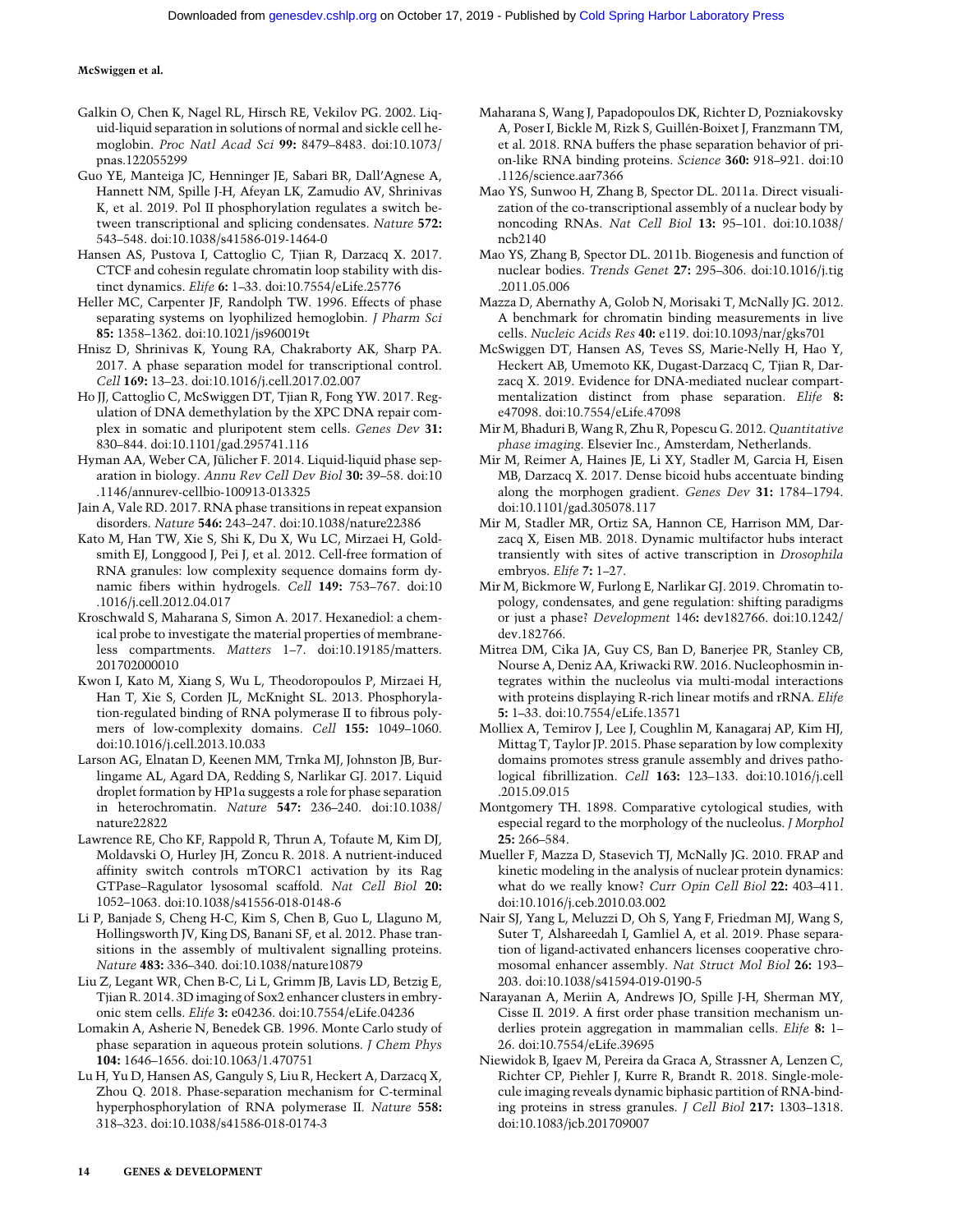Galkin O, Chen K, Nagel RL, Hirsch RE, Vekilov PG. 2002. Liquid-liquid separation in solutions of normal and sickle cell hemoglobin. *Proc Natl Acad Sci* **99:** 8479–8483. doi:10.1073/pnas.122055299

Guo YE, Manteiga JC, Henninger JE, Sabari BR, Dall'Agnese A, Hannett NM, Spille J-H, Afeyan LK, Zamudio AV, Shrinivas K, et al. 2019. Pol II phosphorylation regulates a switch between transcriptional and splicing condensates. *Nature* **572:** 543–548. doi:10.1038/s41586-019-1464-0

Hansen AS, Pustova I, Cattoglio C, Tjian R, Darzacq X. 2017. CTCF and cohesin regulate chromatin loop stability with distinct dynamics. *Elife* **6:** 1–33. doi:10.7554/eLife.25776

Heller MC, Carpenter JF, Randolph TW. 1996. Effects of phase separating systems on lyophilized hemoglobin. *J Pharm Sci* **85:** 1358–1362. doi:10.1021/js960019t

Hnisz D, Shrinivas K, Young RA, Chakraborty AK, Sharp PA. 2017. A phase separation model for transcriptional control. *Cell* **169:** 13–23. doi:10.1016/j.cell.2017.02.007

Ho JJ, Cattoglio C, McSwiggen DT, Tjian R, Fong YW. 2017. Regulation of DNA demethylation by the XPC DNA repair complex in somatic and pluripotent stem cells. *Genes Dev* **31:** 830–844. doi:10.1101/gad.295741.116

Hyman AA, Weber CA, Jülicher F. 2014. Liquid-liquid phase separation in biology. *Annu Rev Cell Dev Biol* **30:** 39–58. doi:10.1146/annurev-cellbio-100913-013325

Jain A, Vale RD. 2017. RNA phase transitions in repeat expansion disorders. *Nature* **546:** 243–247. doi:10.1038/nature22386

Kato M, Han TW, Xie S, Shi K, Du X, Wu LC, Mirzaei H, Goldsmith EJ, Longgood J, Pei J, et al. 2012. Cell-free formation of RNA granules: low complexity sequence domains form dynamic fibers within hydrogels. *Cell* **149:** 753–767. doi:10.1016/j.cell.2012.04.017

Kroschwald S, Maharana S, Simon A. 2017. Hexanediol: a chemical probe to investigate the material properties of membraneless compartments. *Matters* 1–7. doi:10.19185/matters.201702000010

Kwon I, Kato M, Xiang S, Wu L, Theodoropoulos P, Mirzaei H, Han T, Xie S, Corden JL, McKnight SL. 2013. Phosphorylation-regulated binding of RNA polymerase II to fibrous polymers of low-complexity domains. *Cell* **155:** 1049–1060. doi:10.1016/j.cell.2013.10.033

Larson AG, Elnatan D, Keenen MM, Trnka MJ, Johnston JB, Burlingame AL, Agard DA, Redding S, Narlikar GJ. 2017. Liquid droplet formation by HP1α suggests a role for phase separation in heterochromatin. *Nature* **547:** 236–240. doi:10.1038/nature22822

Lawrence RE, Cho KF, Rappold R, Thrun A, Tofaute M, Kim DJ, Moldavski O, Hurley JH, Zoncu R. 2018. A nutrient-induced affinity switch controls mTORC1 activation by its Rag GTPase–Ragulator lysosomal scaffold. *Nat Cell Biol* **20:** 1052–1063. doi:10.1038/s41556-018-0148-6

Li P, Banjade S, Cheng H-C, Kim S, Chen B, Guo L, Llaguno M, Hollingsworth JV, King DS, Banani SF, et al. 2012. Phase transitions in the assembly of multivalent signalling proteins. *Nature* **483:** 336–340. doi:10.1038/nature10879

Liu Z, Legant WR, Chen B-C, Li L, Grimm JB, Lavis LD, Betzig E, Tjian R. 2014. 3D imaging of Sox2 enhancer clusters in embryonic stem cells. *Elife* **3:** e04236. doi:10.7554/eLife.04236

Lomakin A, Asherie N, Benedek GB. 1996. Monte Carlo study of phase separation in aqueous protein solutions. *J Chem Phys* **104:** 1646–1656. doi:10.1063/1.470751

Lu H, Yu D, Hansen AS, Ganguly S, Liu R, Heckert A, Darzacq X, Zhou Q. 2018. Phase-separation mechanism for C-terminal hyperphosphorylation of RNA polymerase II. *Nature* **558:** 318–323. doi:10.1038/s41586-018-0174-3

Maharana S, Wang J, Papadopoulos DK, Richter D, Pozniakovsky A, Poser I, Bickle M, Rizk S, Guillén-Boixet J, Franzmann TM, et al. 2018. RNA buffers the phase separation behavior of prion-like RNA binding proteins. *Science* **360:** 918–921. doi:10.1126/science.aar7366

Mao YS, Sunwoo H, Zhang B, Spector DL. 2011a. Direct visualization of the co-transcriptional assembly of a nuclear body by noncoding RNAs. *Nat Cell Biol* **13:** 95–101. doi:10.1038/ncb2140

Mao YS, Zhang B, Spector DL. 2011b. Biogenesis and function of nuclear bodies. *Trends Genet* **27:** 295–306. doi:10.1016/j.tig.2011.05.006

Mazza D, Abernathy A, Golob N, Morisaki T, McNally JG. 2012. A benchmark for chromatin binding measurements in live cells. *Nucleic Acids Res* **40:** e119. doi:10.1093/nar/gks701

McSwiggen DT, Hansen AS, Teves SS, Marie-Nelly H, Hao Y, Heckert AB, Umemoto KK, Dugast-Darzacq C, Tjian R, Darzacq X. 2019. Evidence for DNA-mediated nuclear compartmentalization distinct from phase separation. *Elife* **8:** e47098. doi:10.7554/eLife.47098

Mir M, Bhaduri B, Wang R, Zhu R, Popescu G. 2012. *Quantitative phase imaging.* Elsevier Inc., Amsterdam, Netherlands.

Mir M, Reimer A, Haines JE, Li XY, Stadler M, Garcia H, Eisen MB, Darzacq X. 2017. Dense bicoid hubs accentuate binding along the morphogen gradient. *Genes Dev* **31:** 1784–1794. doi:10.1101/gad.305078.117

Mir M, Stadler MR, Ortiz SA, Hannon CE, Harrison MM, Darzacq X, Eisen MB. 2018. Dynamic multifactor hubs interact transiently with sites of active transcription in *Drosophila* embryos. *Elife* **7:** 1–27.

Mir M, Bickmore W, Furlong E, Narlikar GJ. 2019. Chromatin topology, condensates, and gene regulation: shifting paradigms or just a phase? *Development* 146**:** dev182766. doi:10.1242/dev.182766.

Mitrea DM, Cika JA, Guy CS, Ban D, Banerjee PR, Stanley CB, Nourse A, Deniz AA, Kriwacki RW. 2016. Nucleophosmin integrates within the nucleolus via multi-modal interactions with proteins displaying R-rich linear motifs and rRNA. *Elife* **5:** 1–33. doi:10.7554/eLife.13571

Molliex A, Temirov J, Lee J, Coughlin M, Kanagaraj AP, Kim HJ, Mittag T, Taylor JP. 2015. Phase separation by low complexity domains promotes stress granule assembly and drives pathological fibrillization. *Cell* **163:** 123–133. doi:10.1016/j.cell.2015.09.015

Montgomery TH. 1898. Comparative cytological studies, with especial regard to the morphology of the nucleolus. *J Morphol* **25:** 266–584.

Mueller F, Mazza D, Stasevich TJ, McNally JG. 2010. FRAP and kinetic modeling in the analysis of nuclear protein dynamics: what do we really know? *Curr Opin Cell Biol* **22:** 403–411. doi:10.1016/j.ceb.2010.03.002

Nair SJ, Yang L, Meluzzi D, Oh S, Yang F, Friedman MJ, Wang S, Suter T, Alshareedah I, Gamliel A, et al. 2019. Phase separation of ligand-activated enhancers licenses cooperative chromosomal enhancer assembly. *Nat Struct Mol Biol* **26:** 193–203. doi:10.1038/s41594-019-0190-5

Narayanan A, Meriin A, Andrews JO, Spille J-H, Sherman MY, Cisse II. 2019. A first order phase transition mechanism underlies protein aggregation in mammalian cells. *Elife* **8:** 1–26. doi:10.7554/eLife.39695

Niewidok B, Igaev M, Pereira da Graca A, Strassner A, Lenzen C, Richter CP, Piehler J, Kurre R, Brandt R. 2018. Single-molecule imaging reveals dynamic biphasic partition of RNA-binding proteins in stress granules. *J Cell Biol* **217:** 1303–1318. doi:10.1083/jcb.201709007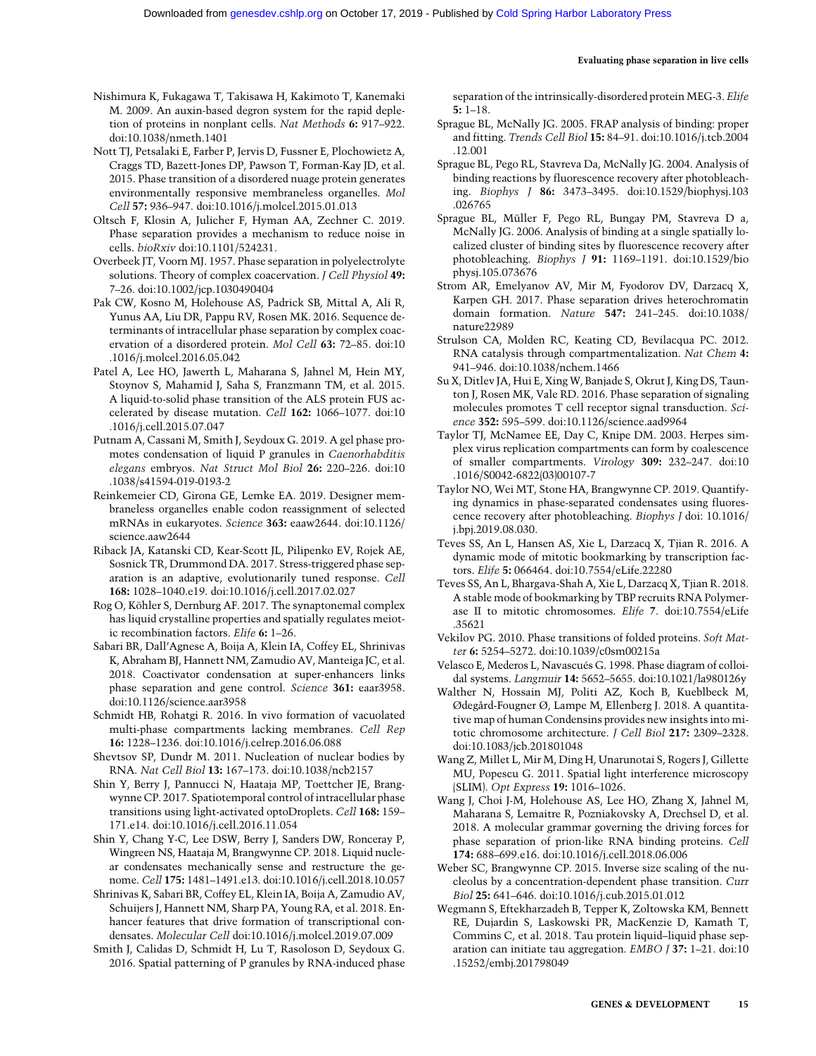Nishimura K, Fukagawa T, Takisawa H, Kakimoto T, Kanemaki M. 2009. An auxin-based degron system for the rapid depletion of proteins in nonplant cells. *Nat Methods* **6:** 917–922. doi:10.1038/nmeth.1401

Nott TJ, Petsalaki E, Farber P, Jervis D, Fussner E, Plochowietz A, Craggs TD, Bazett-Jones DP, Pawson T, Forman-Kay JD, et al. 2015. Phase transition of a disordered nuage protein generates environmentally responsive membraneless organelles. *Mol Cell* **57:** 936–947. doi:10.1016/j.molcel.2015.01.013

Oltsch F, Klosin A, Julicher F, Hyman AA, Zechner C. 2019. Phase separation provides a mechanism to reduce noise in cells. *bioRxiv* doi:10.1101/524231.

Overbeek JT, Voorn MJ. 1957. Phase separation in polyelectrolyte solutions. Theory of complex coacervation. *J Cell Physiol* **49:** 7–26. doi:10.1002/jcp.1030490404

Pak CW, Kosno M, Holehouse AS, Padrick SB, Mittal A, Ali R, Yunus AA, Liu DR, Pappu RV, Rosen MK. 2016. Sequence determinants of intracellular phase separation by complex coacervation of a disordered protein. *Mol Cell* **63:** 72–85. doi:10.1016/j.molcel.2016.05.042

Patel A, Lee HO, Jawerth L, Maharana S, Jahnel M, Hein MY, Stoynov S, Mahamid J, Saha S, Franzmann TM, et al. 2015. A liquid-to-solid phase transition of the ALS protein FUS accelerated by disease mutation. *Cell* **162:** 1066–1077. doi:10.1016/j.cell.2015.07.047

Putnam A, Cassani M, Smith J, Seydoux G. 2019. A gel phase promotes condensation of liquid P granules in *Caenorhabditis elegans* embryos. *Nat Struct Mol Biol* **26:** 220–226. doi:10.1038/s41594-019-0193-2

Reinkemeier CD, Girona GE, Lemke EA. 2019. Designer membraneless organelles enable codon reassignment of selected mRNAs in eukaryotes. *Science* **363:** eaaw2644. doi:10.1126/science.aaw2644

Riback JA, Katanski CD, Kear-Scott JL, Pilipenko EV, Rojek AE, Sosnick TR, Drummond DA. 2017. Stress-triggered phase separation is an adaptive, evolutionarily tuned response. *Cell* **168:** 1028–1040.e19. doi:10.1016/j.cell.2017.02.027

Rog O, Köhler S, Dernburg AF. 2017. The synaptonemal complex has liquid crystalline properties and spatially regulates meiotic recombination factors. *Elife* **6:** 1–26.

Sabari BR, Dall'Agnese A, Boija A, Klein IA, Coffey EL, Shrinivas K, Abraham BJ, Hannett NM, Zamudio AV, Manteiga JC, et al. 2018. Coactivator condensation at super-enhancers links phase separation and gene control. *Science* **361:** eaar3958. doi:10.1126/science.aar3958

Schmidt HB, Rohatgi R. 2016. In vivo formation of vacuolated multi-phase compartments lacking membranes. *Cell Rep* **16:** 1228–1236. doi:10.1016/j.celrep.2016.06.088

Shevtsov SP, Dundr M. 2011. Nucleation of nuclear bodies by RNA. *Nat Cell Biol* **13:** 167–173. doi:10.1038/ncb2157

Shin Y, Berry J, Pannucci N, Haataja MP, Toettcher JE, Brangwynne CP. 2017. Spatiotemporal control of intracellular phase transitions using light-activated optoDroplets. *Cell* **168:** 159–171.e14. doi:10.1016/j.cell.2016.11.054

Shin Y, Chang Y-C, Lee DSW, Berry J, Sanders DW, Ronceray P, Wingreen NS, Haataja M, Brangwynne CP. 2018. Liquid nuclear condensates mechanically sense and restructure the genome. *Cell* **175:** 1481–1491.e13. doi:10.1016/j.cell.2018.10.057

Shrinivas K, Sabari BR, Coffey EL, Klein IA, Boija A, Zamudio AV, Schuijers J, Hannett NM, Sharp PA, Young RA, et al. 2018. Enhancer features that drive formation of transcriptional condensates. *Molecular Cell* doi:10.1016/j.molcel.2019.07.009

Smith J, Calidas D, Schmidt H, Lu T, Rasoloson D, Seydoux G. 2016. Spatial patterning of P granules by RNA-induced phase separation of the intrinsically-disordered protein MEG-3. *Elife* **5:** 1–18.

Sprague BL, McNally JG. 2005. FRAP analysis of binding: proper and fitting. *Trends Cell Biol* **15:** 84–91. doi:10.1016/j.tcb.2004.12.001

Sprague BL, Pego RL, Stavreva Da, McNally JG. 2004. Analysis of binding reactions by fluorescence recovery after photobleaching. *Biophys J* **86:** 3473–3495. doi:10.1529/biophysj.103.026765

Sprague BL, Müller F, Pego RL, Bungay PM, Stavreva D a, McNally JG. 2006. Analysis of binding at a single spatially localized cluster of binding sites by fluorescence recovery after photobleaching. *Biophys J* **91:** 1169–1191. doi:10.1529/biophysj.105.073676

Strom AR, Emelyanov AV, Mir M, Fyodorov DV, Darzacq X, Karpen GH. 2017. Phase separation drives heterochromatin domain formation. *Nature* **547:** 241–245. doi:10.1038/nature22989

Strulson CA, Molden RC, Keating CD, Bevilacqua PC. 2012. RNA catalysis through compartmentalization. *Nat Chem* **4:** 941–946. doi:10.1038/nchem.1466

Su X, Ditlev JA, Hui E, Xing W, Banjade S, Okrut J, King DS, Taunton J, Rosen MK, Vale RD. 2016. Phase separation of signaling molecules promotes T cell receptor signal transduction. *Science* **352:** 595–599. doi:10.1126/science.aad9964

Taylor TJ, McNamee EE, Day C, Knipe DM. 2003. Herpes simplex virus replication compartments can form by coalescence of smaller compartments. *Virology* **309:** 232–247. doi:10.1016/S0042-6822(03)00107-7

Taylor NO, Wei MT, Stone HA, Brangwynne CP. 2019. Quantifying dynamics in phase-separated condensates using fluorescence recovery after photobleaching. *Biophys J* doi: 10.1016/j.bpj.2019.08.030.

Teves SS, An L, Hansen AS, Xie L, Darzacq X, Tjian R. 2016. A dynamic mode of mitotic bookmarking by transcription factors. *Elife* **5:** 066464. doi:10.7554/eLife.22280

Teves SS, An L, Bhargava-Shah A, Xie L, Darzacq X, Tjian R. 2018. A stable mode of bookmarking by TBP recruits RNA Polymerase II to mitotic chromosomes. *Elife* **7**. doi:10.7554/eLife.35621

Vekilov PG. 2010. Phase transitions of folded proteins. *Soft Matter* **6:** 5254–5272. doi:10.1039/c0sm00215a

Velasco E, Mederos L, Navascués G. 1998. Phase diagram of colloidal systems. *Langmuir* **14:** 5652–5655. doi:10.1021/la980126y

Walther N, Hossain MJ, Politi AZ, Koch B, Kueblbeck M, Ødegård-Fougner Ø, Lampe M, Ellenberg J. 2018. A quantitative map of human Condensins provides new insights into mitotic chromosome architecture. *J Cell Biol* **217:** 2309–2328. doi:10.1083/jcb.201801048

Wang Z, Millet L, Mir M, Ding H, Unarunotai S, Rogers J, Gillette MU, Popescu G. 2011. Spatial light interference microscopy (SLIM). *Opt Express* **19:** 1016–1026.

Wang J, Choi J-M, Holehouse AS, Lee HO, Zhang X, Jahnel M, Maharana S, Lemaitre R, Pozniakovsky A, Drechsel D, et al. 2018. A molecular grammar governing the driving forces for phase separation of prion-like RNA binding proteins. *Cell* **174:** 688–699.e16. doi:10.1016/j.cell.2018.06.006

Weber SC, Brangwynne CP. 2015. Inverse size scaling of the nucleolus by a concentration-dependent phase transition. *Curr Biol* **25:** 641–646. doi:10.1016/j.cub.2015.01.012

Wegmann S, Eftekharzadeh B, Tepper K, Zoltowska KM, Bennett RE, Dujardin S, Laskowski PR, MacKenzie D, Kamath T, Commins C, et al. 2018. Tau protein liquid–liquid phase separation can initiate tau aggregation. *EMBO J* **37:** 1–21. doi:10.15252/embj.201798049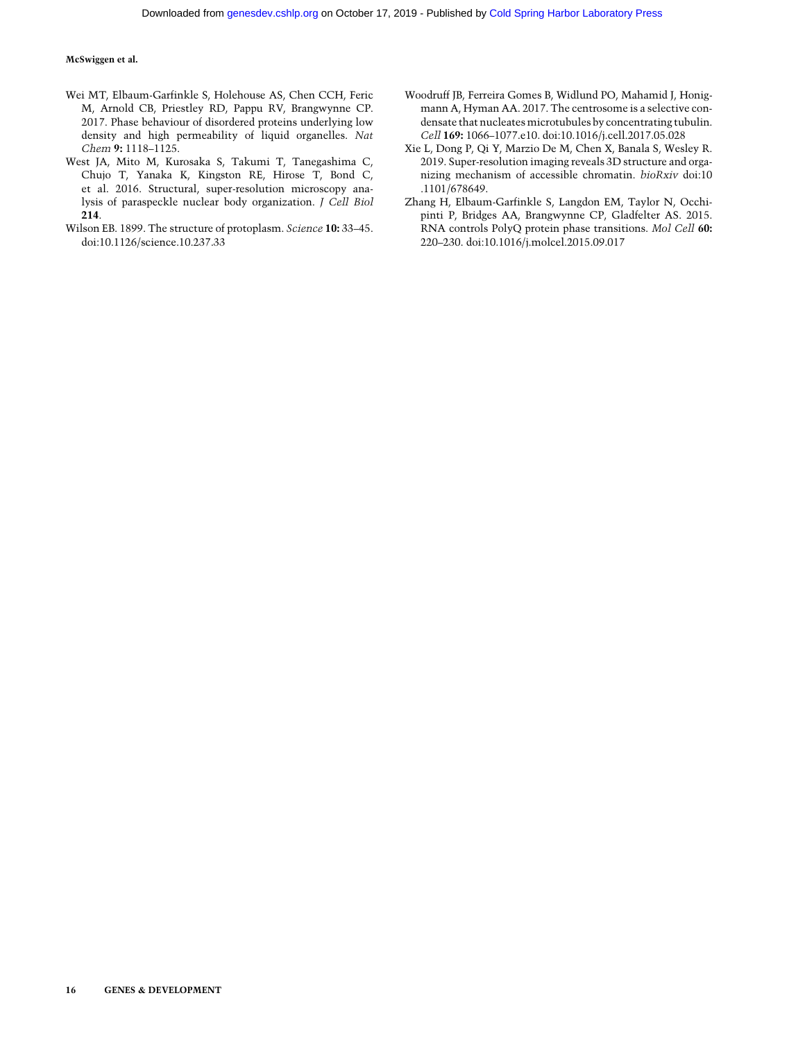Wei MT, Elbaum-Garfinkle S, Holehouse AS, Chen CCH, Feric M, Arnold CB, Priestley RD, Pappu RV, Brangwynne CP. 2017. Phase behaviour of disordered proteins underlying low density and high permeability of liquid organelles. *Nat Chem* **9:** 1118–1125.

West JA, Mito M, Kurosaka S, Takumi T, Tanegashima C, Chujo T, Yanaka K, Kingston RE, Hirose T, Bond C, et al. 2016. Structural, super-resolution microscopy analysis of paraspeckle nuclear body organization. *J Cell Biol* **214**.

Wilson EB. 1899. The structure of protoplasm. *Science* **10:** 33–45. doi:10.1126/science.10.237.33

Woodruff JB, Ferreira Gomes B, Widlund PO, Mahamid J, Honigmann A, Hyman AA. 2017. The centrosome is a selective condensate that nucleates microtubules by concentrating tubulin. *Cell* **169:** 1066–1077.e10. doi:10.1016/j.cell.2017.05.028

Xie L, Dong P, Qi Y, Marzio De M, Chen X, Banala S, Wesley R. 2019. Super-resolution imaging reveals 3D structure and organizing mechanism of accessible chromatin. *bioRxiv* doi:10.1101/678649.

Zhang H, Elbaum-Garfinkle S, Langdon EM, Taylor N, Occhipinti P, Bridges AA, Brangwynne CP, Gladfelter AS. 2015. RNA controls PolyQ protein phase transitions. *Mol Cell* **60:** 220–230. doi:10.1016/j.molcel.2015.09.017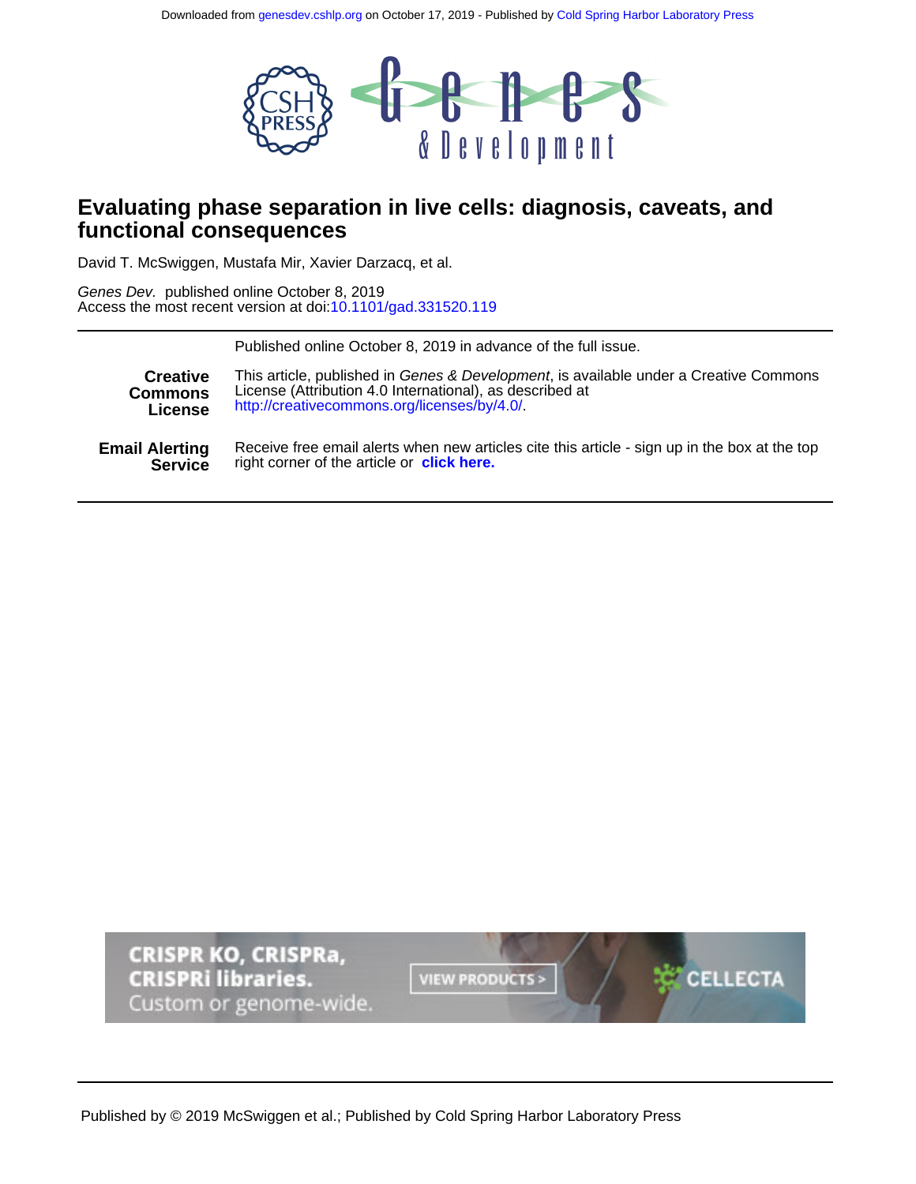# Evaluating phase separation in live cells: diagnosis, caveats, and functional consequences

David T. McSwiggen, Mustafa Mir, Xavier Darzacq, et al.

*Genes Dev.* published online October 8, 2019
Access the most recent version at doi:10.1101/gad.331520.119

---

| | |
|---|---|
| | Published online October 8, 2019 in advance of the full issue. |
| **Creative Commons License** | This article, published in *Genes & Development*, is available under a Creative Commons License (Attribution 4.0 International), as described at http://creativecommons.org/licenses/by/4.0/. |
| **Email Alerting Service** | Receive free email alerts when new articles cite this article - sign up in the box at the top right corner of the article or **click here.** |

---

CRISPR KO, CRISPRa, CRISPRi libraries. Custom or genome-wide. VIEW PRODUCTS > CELLECTA

---

Published by © 2019 McSwiggen et al.; Published by Cold Spring Harbor Laboratory Press